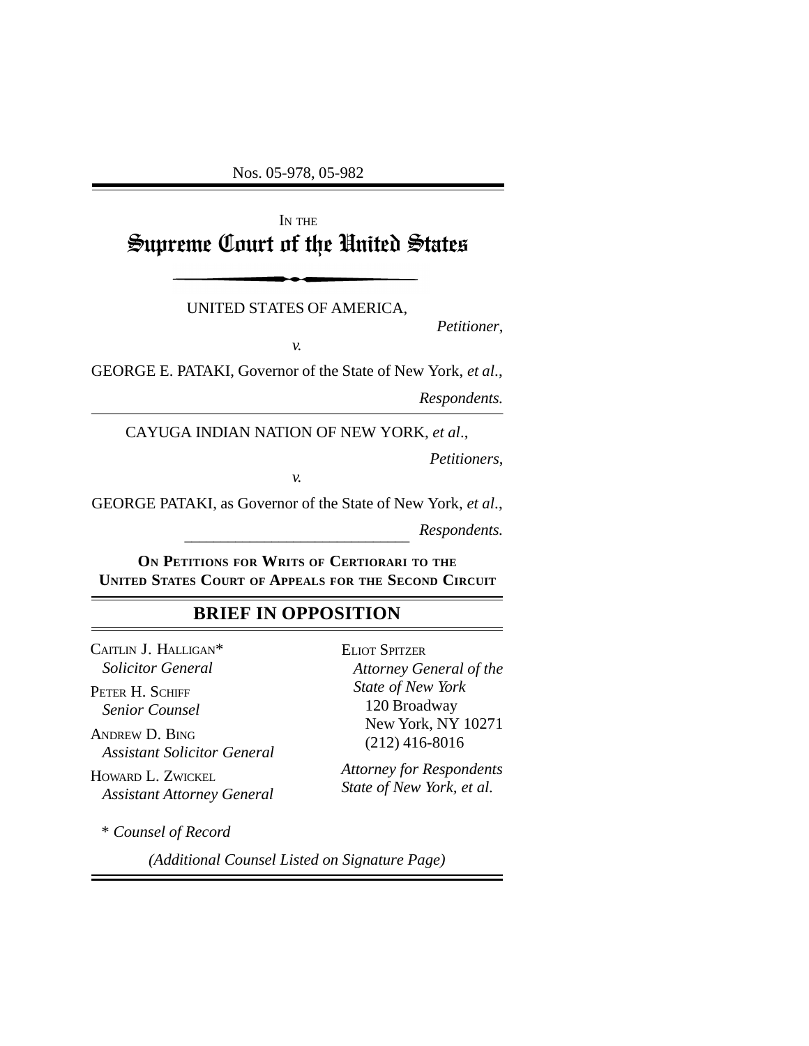Nos. 05-978, 05-982

---

IN THE

# Supreme Court of the United States

---

UNITED STATES OF AMERICA,

*Petitioner*,

*v.*

GEORGE E. PATAKI, Governor of the State of New York, *et al*.,

*Respondents.*

---

CAYUGA INDIAN NATION OF NEW YORK, *et al*.,

*Petitioners*,

*v.*

GEORGE PATAKI, as Governor of the State of New York, *et al*.,

*Respondents.*

---

**ON PETITIONS FOR WRITS OF CERTIORARI TO THE UNITED STATES COURT OF APPEALS FOR THE SECOND CIRCUIT**

---

## BRIEF IN OPPOSITION

---

CAITLIN J. HALLIGAN*
*Solicitor General*

PETER H. SCHIFF
*Senior Counsel*

ANDREW D. BING
*Assistant Solicitor General*

HOWARD L. ZWICKEL
*Assistant Attorney General*

ELIOT SPITZER
*Attorney General of the State of New York*
120 Broadway
New York, NY 10271
(212) 416-8016

*Attorney for Respondents State of New York, et al.*

\* *Counsel of Record*

*(Additional Counsel Listed on Signature Page)*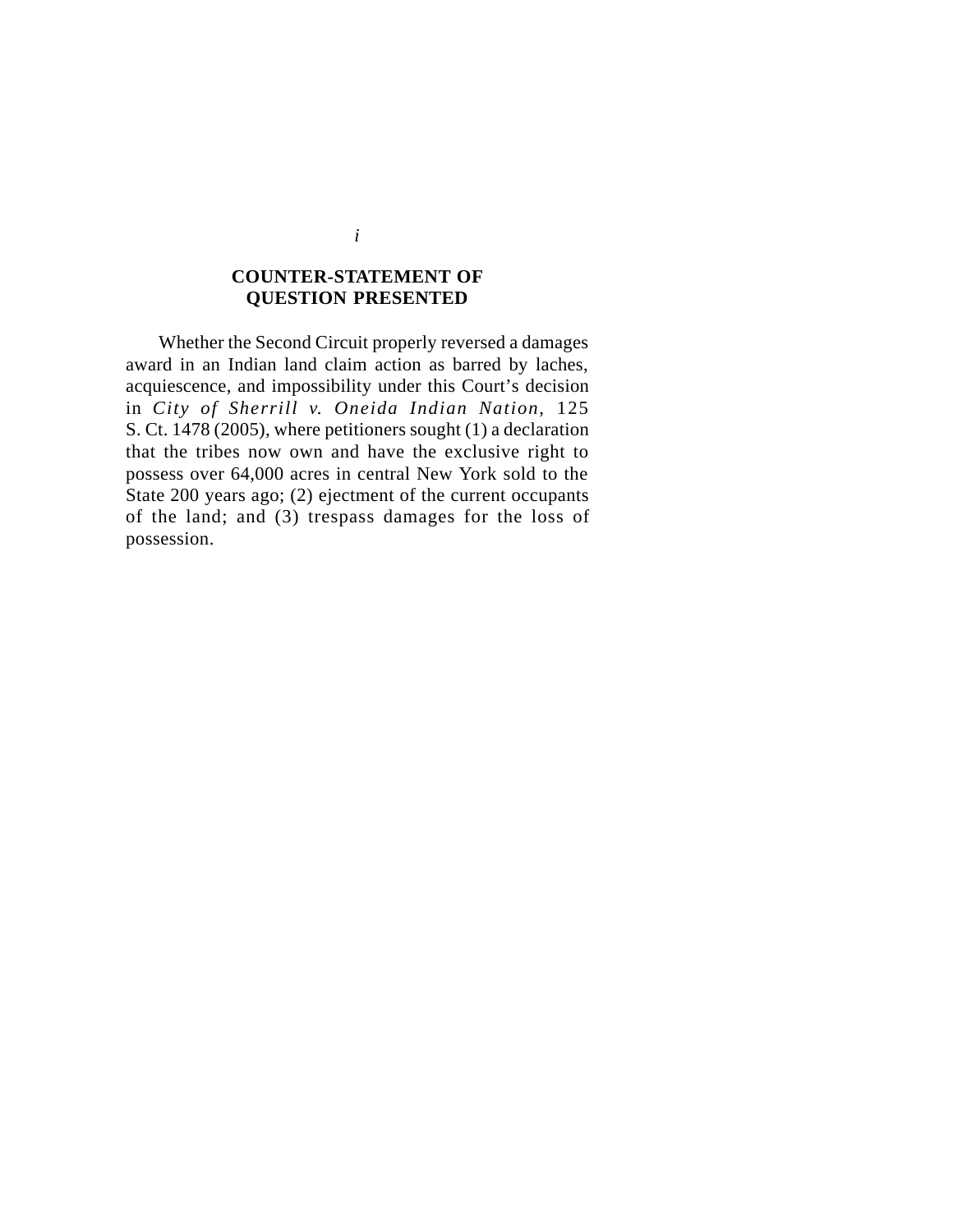## COUNTER-STATEMENT OF QUESTION PRESENTED

Whether the Second Circuit properly reversed a damages award in an Indian land claim action as barred by laches, acquiescence, and impossibility under this Court's decision in *City of Sherrill v. Oneida Indian Nation*, 125 S. Ct. 1478 (2005), where petitioners sought (1) a declaration that the tribes now own and have the exclusive right to possess over 64,000 acres in central New York sold to the State 200 years ago; (2) ejectment of the current occupants of the land; and (3) trespass damages for the loss of possession.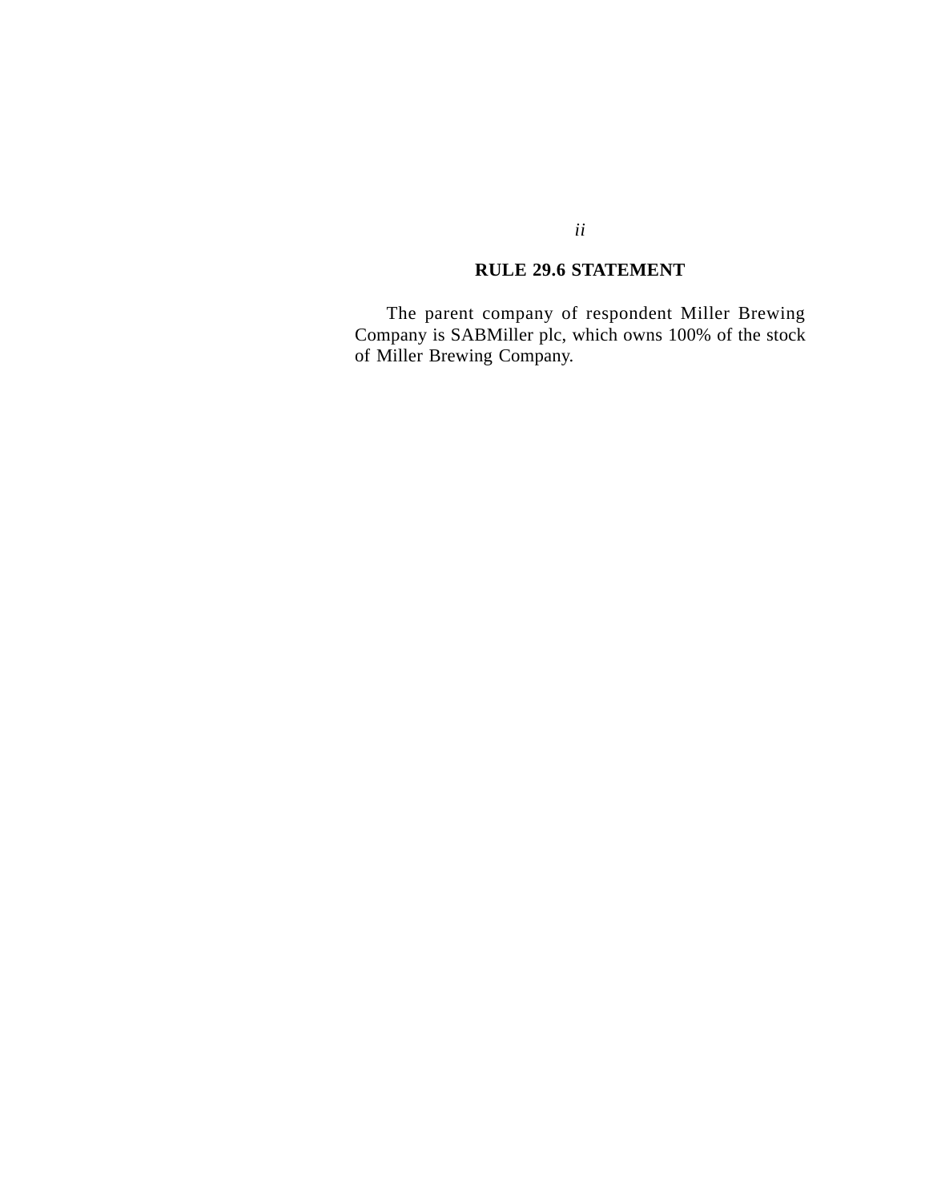## RULE 29.6 STATEMENT

The parent company of respondent Miller Brewing Company is SABMiller plc, which owns 100% of the stock of Miller Brewing Company.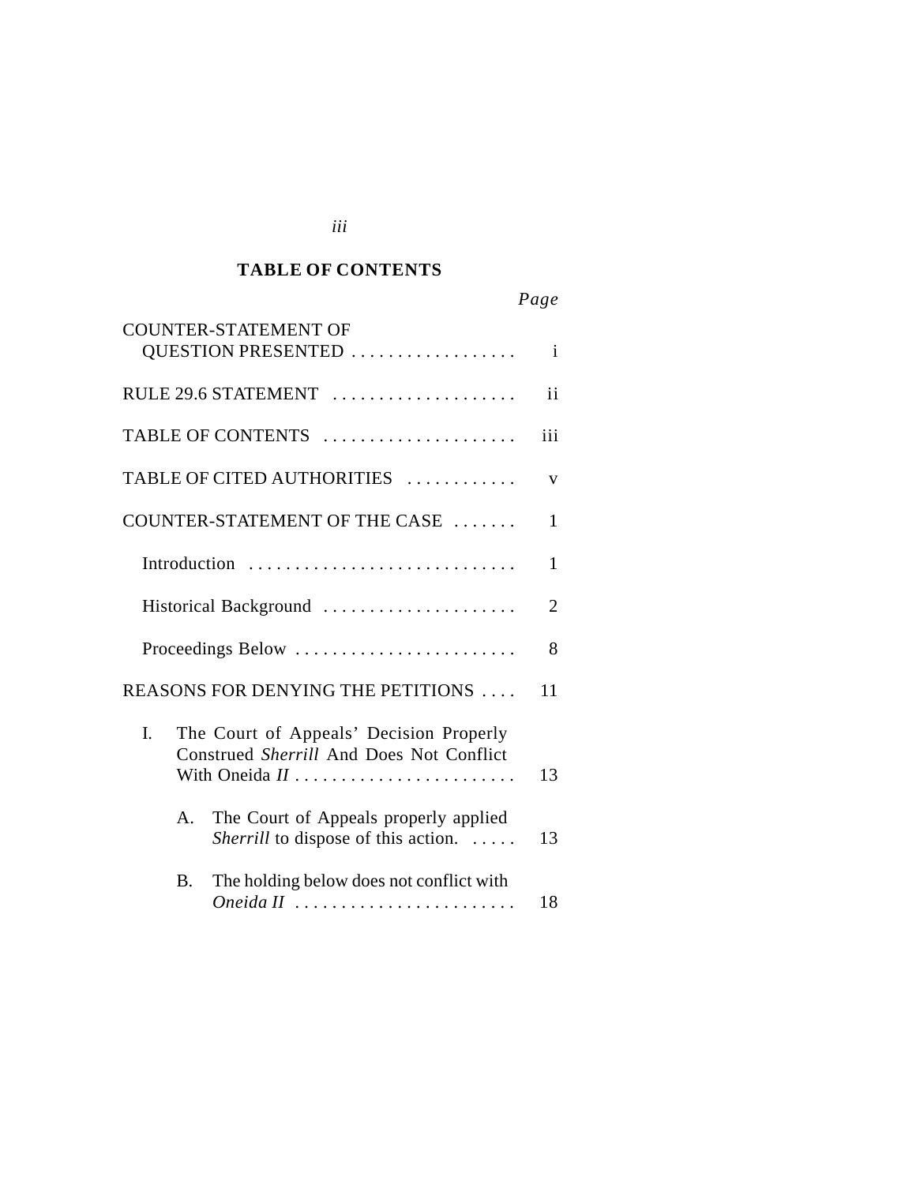## TABLE OF CONTENTS

| | Page |
|---|---|
| COUNTER-STATEMENT OF QUESTION PRESENTED | i |
| RULE 29.6 STATEMENT | ii |
| TABLE OF CONTENTS | iii |
| TABLE OF CITED AUTHORITIES | v |
| COUNTER-STATEMENT OF THE CASE | 1 |
| Introduction | 1 |
| Historical Background | 2 |
| Proceedings Below | 8 |
| REASONS FOR DENYING THE PETITIONS | 11 |
| I. The Court of Appeals' Decision Properly Construed *Sherrill* And Does Not Conflict With Oneida *II* | 13 |
| A. The Court of Appeals properly applied *Sherrill* to dispose of this action. | 13 |
| B. The holding below does not conflict with *Oneida II* | 18 |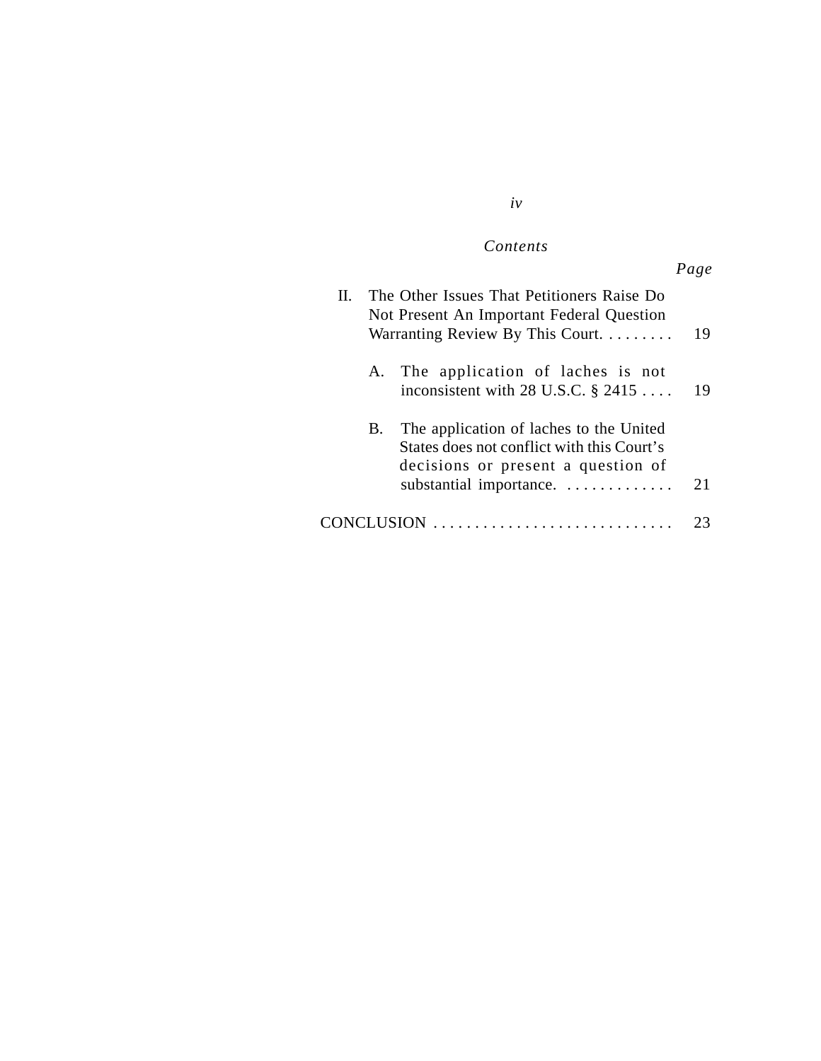*Contents*

| | *Page* |
|---|---|
| II. The Other Issues That Petitioners Raise Do Not Present An Important Federal Question Warranting Review By This Court. | 19 |
| A. The application of laches is not inconsistent with 28 U.S.C. § 2415 | 19 |
| B. The application of laches to the United States does not conflict with this Court's decisions or present a question of substantial importance. | 21 |
| CONCLUSION | 23 |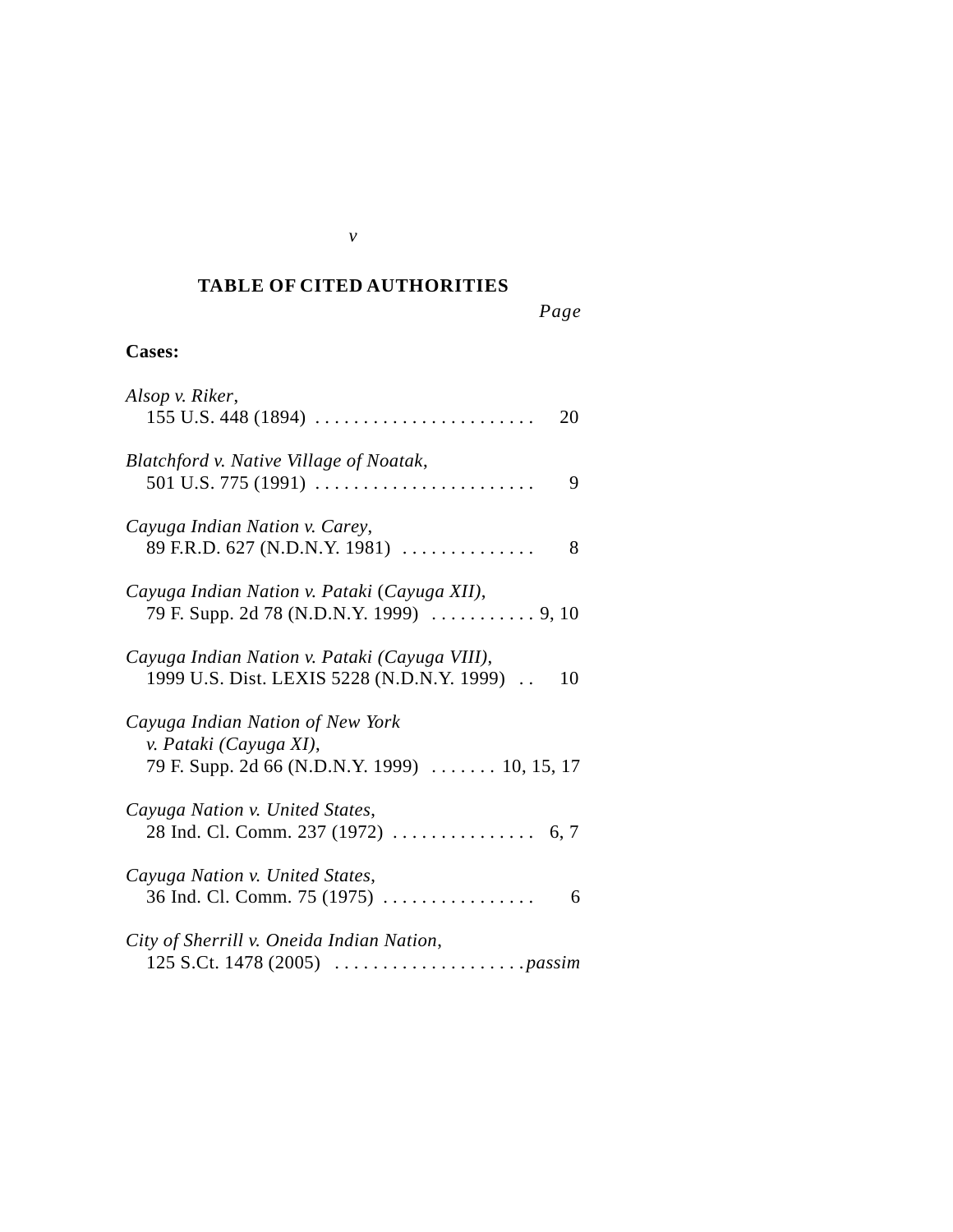## TABLE OF CITED AUTHORITIES

*Page*

**Cases:**

*Alsop v. Riker*,
155 U.S. 448 (1894) . . . . . . . . . . . . . . . . . . . . . . . 20

*Blatchford v. Native Village of Noatak*,
501 U.S. 775 (1991) . . . . . . . . . . . . . . . . . . . . . . . 9

*Cayuga Indian Nation v. Carey*,
89 F.R.D. 627 (N.D.N.Y. 1981) . . . . . . . . . . . . . . 8

*Cayuga Indian Nation v. Pataki* (*Cayuga XII*),
79 F. Supp. 2d 78 (N.D.N.Y. 1999) . . . . . . . . . . . 9, 10

*Cayuga Indian Nation v. Pataki (Cayuga VIII)*,
1999 U.S. Dist. LEXIS 5228 (N.D.N.Y. 1999) . . 10

*Cayuga Indian Nation of New York v. Pataki (Cayuga XI)*,
79 F. Supp. 2d 66 (N.D.N.Y. 1999) . . . . . . . 10, 15, 17

*Cayuga Nation v. United States*,
28 Ind. Cl. Comm. 237 (1972) . . . . . . . . . . . . . . . 6, 7

*Cayuga Nation v. United States*,
36 Ind. Cl. Comm. 75 (1975) . . . . . . . . . . . . . . . . 6

*City of Sherrill v. Oneida Indian Nation*,
125 S.Ct. 1478 (2005) . . . . . . . . . . . . . . . . . . . . *passim*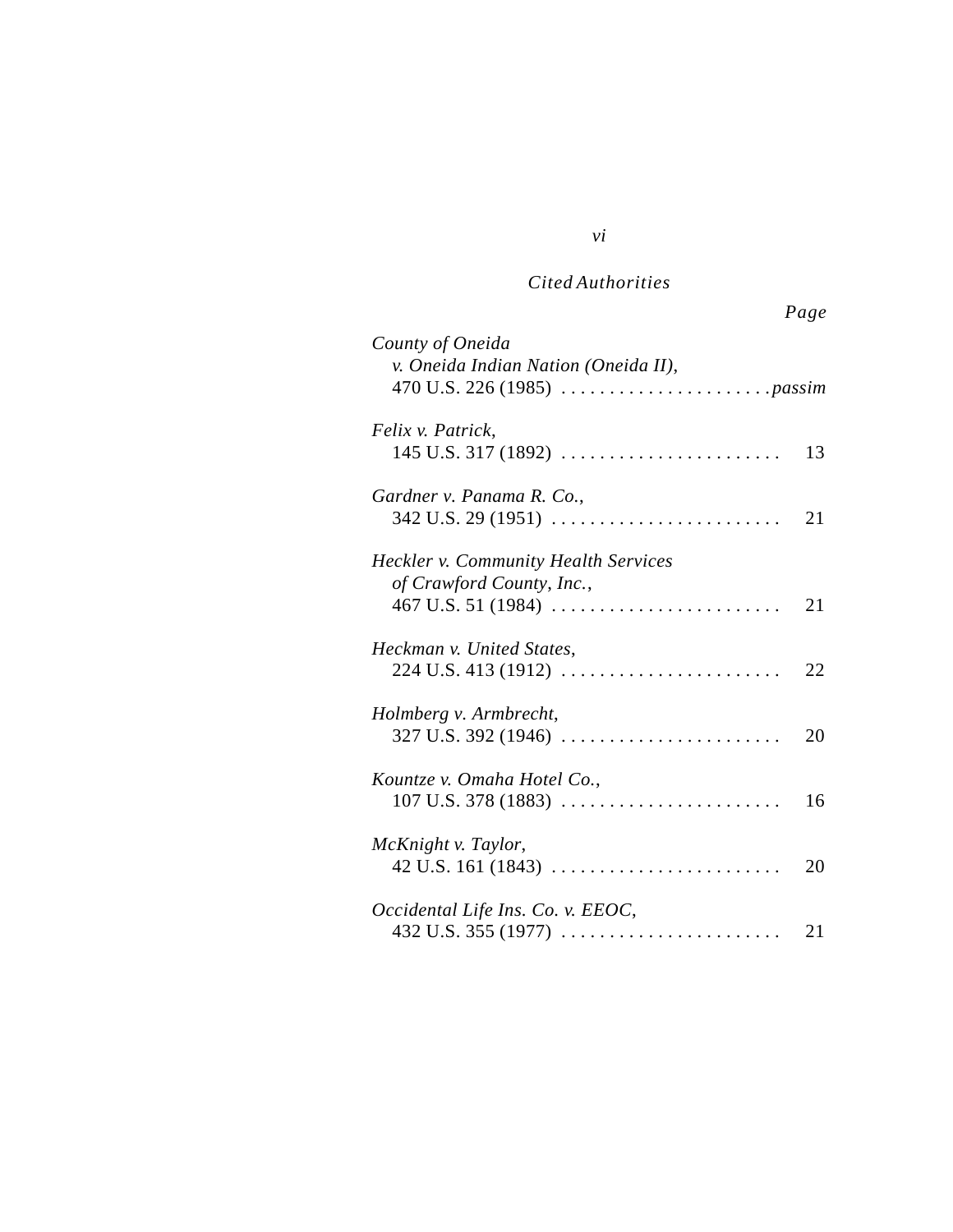*Cited Authorities*

*Page*

*County of Oneida v. Oneida Indian Nation (Oneida II)*,
470 U.S. 226 (1985) . . . . . . . . . . . . . . . . . . . . . . *passim*

*Felix v. Patrick*,
145 U.S. 317 (1892) . . . . . . . . . . . . . . . . . . . . . . . 13

*Gardner v. Panama R. Co.*,
342 U.S. 29 (1951) . . . . . . . . . . . . . . . . . . . . . . . . 21

*Heckler v. Community Health Services of Crawford County, Inc.*,
467 U.S. 51 (1984) . . . . . . . . . . . . . . . . . . . . . . . . 21

*Heckman v. United States*,
224 U.S. 413 (1912) . . . . . . . . . . . . . . . . . . . . . . . 22

*Holmberg v. Armbrecht*,
327 U.S. 392 (1946) . . . . . . . . . . . . . . . . . . . . . . . 20

*Kountze v. Omaha Hotel Co.*,
107 U.S. 378 (1883) . . . . . . . . . . . . . . . . . . . . . . . 16

*McKnight v. Taylor*,
42 U.S. 161 (1843) . . . . . . . . . . . . . . . . . . . . . . . . 20

*Occidental Life Ins. Co. v. EEOC*,
432 U.S. 355 (1977) . . . . . . . . . . . . . . . . . . . . . . . 21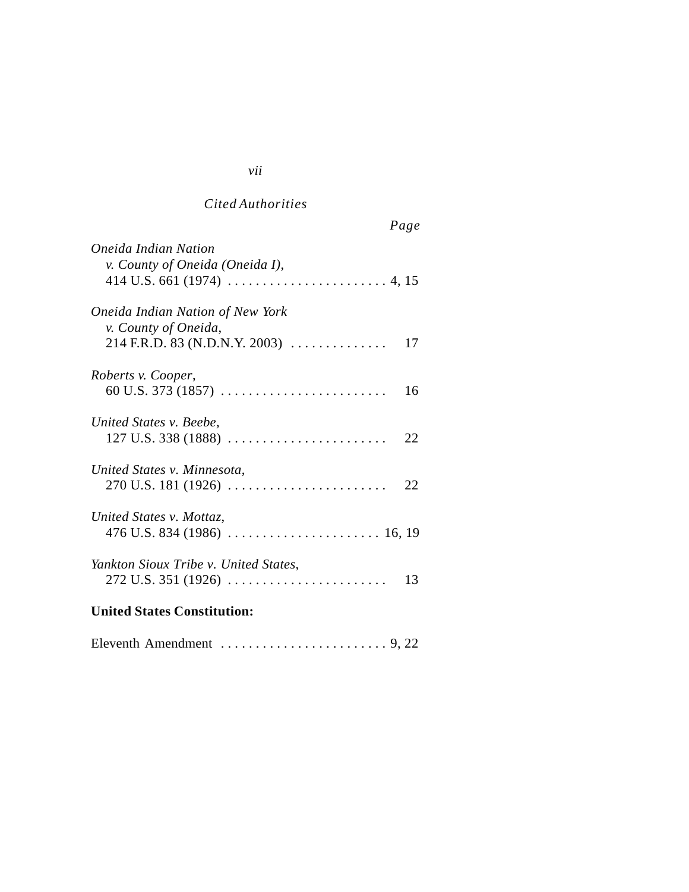*Cited Authorities*

Page

*Oneida Indian Nation v. County of Oneida (Oneida I)*, 414 U.S. 661 (1974) . . . . . . . . . . . . . . . . . . . . . . . 4, 15

*Oneida Indian Nation of New York v. County of Oneida*, 214 F.R.D. 83 (N.D.N.Y. 2003) . . . . . . . . . . . . . . 17

*Roberts v. Cooper*, 60 U.S. 373 (1857) . . . . . . . . . . . . . . . . . . . . . . . . 16

*United States v. Beebe*, 127 U.S. 338 (1888) . . . . . . . . . . . . . . . . . . . . . . . 22

*United States v. Minnesota*, 270 U.S. 181 (1926) . . . . . . . . . . . . . . . . . . . . . . . 22

*United States v. Mottaz*, 476 U.S. 834 (1986) . . . . . . . . . . . . . . . . . . . . . . 16, 19

*Yankton Sioux Tribe v. United States*, 272 U.S. 351 (1926) . . . . . . . . . . . . . . . . . . . . . . . 13

**United States Constitution:**

Eleventh Amendment . . . . . . . . . . . . . . . . . . . . . . . . 9, 22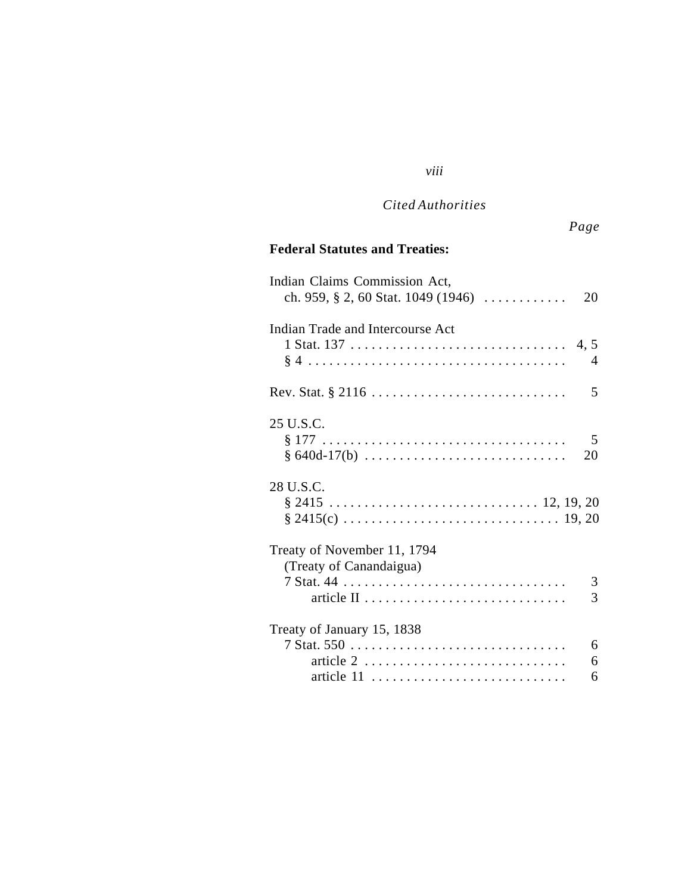*Cited Authorities*

*Page*

**Federal Statutes and Treaties:**

Indian Claims Commission Act,
  ch. 959, § 2, 60 Stat. 1049 (1946) . . . . . . . . . . . . 20

Indian Trade and Intercourse Act
  1 Stat. 137 . . . . . . . . . . . . . . . . . . . . . . . . . . . . . . . 4, 5
  § 4 . . . . . . . . . . . . . . . . . . . . . . . . . . . . . . . . . . . . . 4

Rev. Stat. § 2116 . . . . . . . . . . . . . . . . . . . . . . . . . . . . 5

25 U.S.C.
  § 177 . . . . . . . . . . . . . . . . . . . . . . . . . . . . . . . . . . . 5
  § 640d-17(b) . . . . . . . . . . . . . . . . . . . . . . . . . . . . . 20

28 U.S.C.
  § 2415 . . . . . . . . . . . . . . . . . . . . . . . . . . . . . . 12, 19, 20
  § 2415(c) . . . . . . . . . . . . . . . . . . . . . . . . . . . . . . . 19, 20

Treaty of November 11, 1794
  (Treaty of Canandaigua)
  7 Stat. 44 . . . . . . . . . . . . . . . . . . . . . . . . . . . . . . . . 3
    article II . . . . . . . . . . . . . . . . . . . . . . . . . . . . . 3

Treaty of January 15, 1838
  7 Stat. 550 . . . . . . . . . . . . . . . . . . . . . . . . . . . . . . . 6
    article 2 . . . . . . . . . . . . . . . . . . . . . . . . . . . . . 6
    article 11 . . . . . . . . . . . . . . . . . . . . . . . . . . . . 6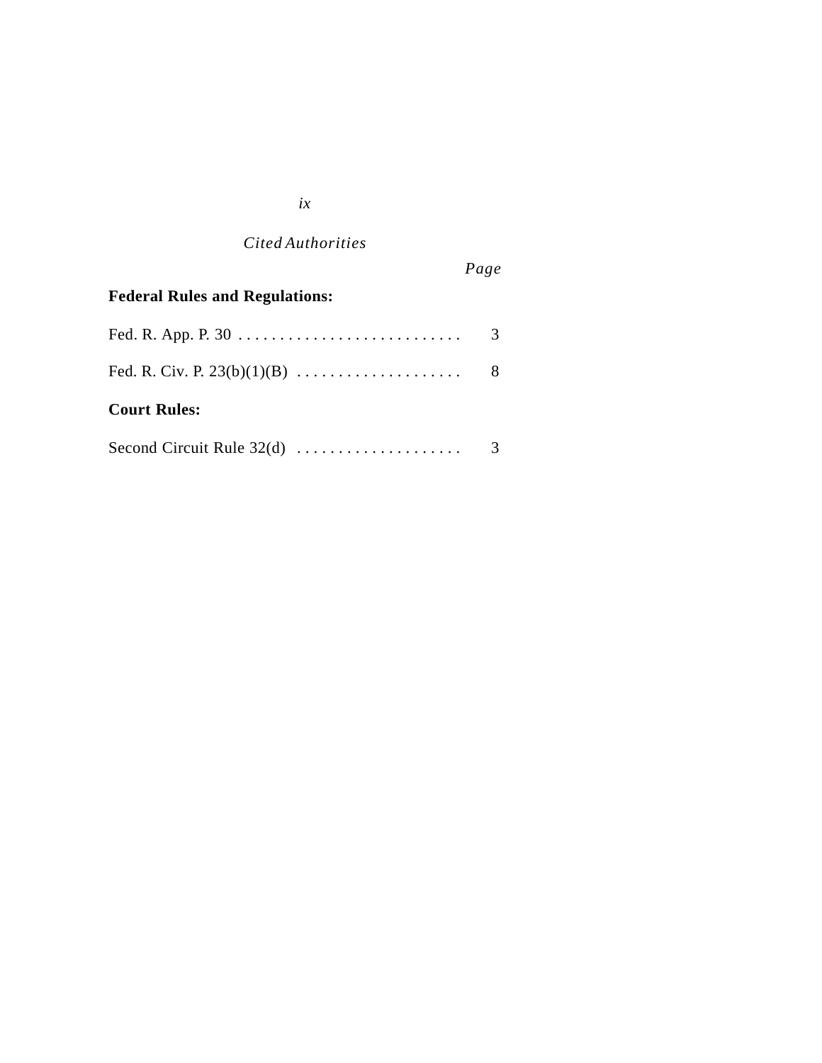*Cited Authorities*

| | *Page* |
|---|---|
| **Federal Rules and Regulations:** | |
| Fed. R. App. P. 30 | 3 |
| Fed. R. Civ. P. 23(b)(1)(B) | 8 |
| **Court Rules:** | |
| Second Circuit Rule 32(d) | 3 |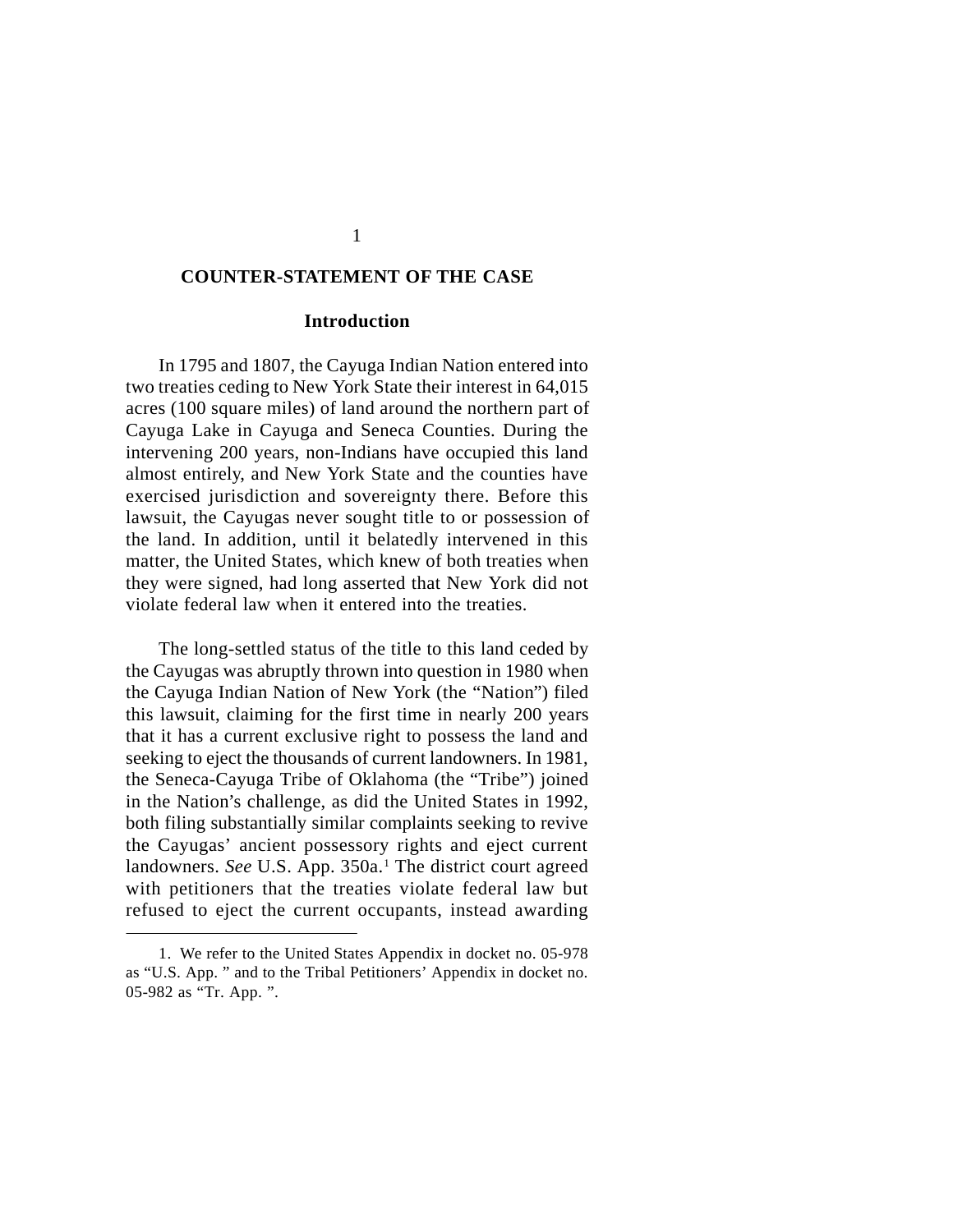## COUNTER-STATEMENT OF THE CASE

### Introduction

In 1795 and 1807, the Cayuga Indian Nation entered into two treaties ceding to New York State their interest in 64,015 acres (100 square miles) of land around the northern part of Cayuga Lake in Cayuga and Seneca Counties. During the intervening 200 years, non-Indians have occupied this land almost entirely, and New York State and the counties have exercised jurisdiction and sovereignty there. Before this lawsuit, the Cayugas never sought title to or possession of the land. In addition, until it belatedly intervened in this matter, the United States, which knew of both treaties when they were signed, had long asserted that New York did not violate federal law when it entered into the treaties.

The long-settled status of the title to this land ceded by the Cayugas was abruptly thrown into question in 1980 when the Cayuga Indian Nation of New York (the "Nation") filed this lawsuit, claiming for the first time in nearly 200 years that it has a current exclusive right to possess the land and seeking to eject the thousands of current landowners. In 1981, the Seneca-Cayuga Tribe of Oklahoma (the "Tribe") joined in the Nation's challenge, as did the United States in 1992, both filing substantially similar complaints seeking to revive the Cayugas' ancient possessory rights and eject current landowners. *See* U.S. App. 350a.[1] The district court agreed with petitioners that the treaties violate federal law but refused to eject the current occupants, instead awarding

1. We refer to the United States Appendix in docket no. 05-978 as "U.S. App. " and to the Tribal Petitioners' Appendix in docket no. 05-982 as "Tr. App. ".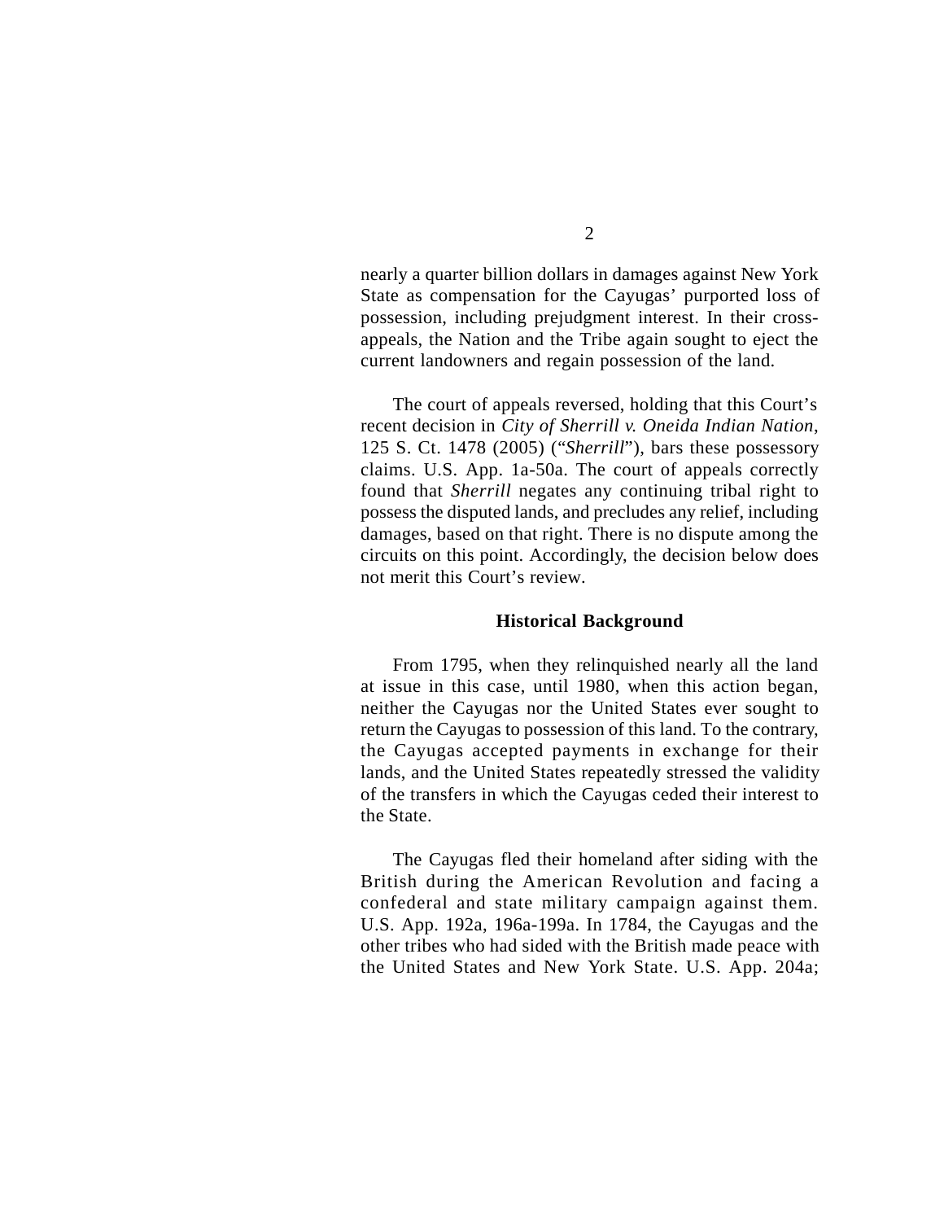nearly a quarter billion dollars in damages against New York State as compensation for the Cayugas' purported loss of possession, including prejudgment interest. In their cross-appeals, the Nation and the Tribe again sought to eject the current landowners and regain possession of the land.

The court of appeals reversed, holding that this Court's recent decision in *City of Sherrill v. Oneida Indian Nation*, 125 S. Ct. 1478 (2005) ("*Sherrill*"), bars these possessory claims. U.S. App. 1a-50a. The court of appeals correctly found that *Sherrill* negates any continuing tribal right to possess the disputed lands, and precludes any relief, including damages, based on that right. There is no dispute among the circuits on this point. Accordingly, the decision below does not merit this Court's review.

### Historical Background

From 1795, when they relinquished nearly all the land at issue in this case, until 1980, when this action began, neither the Cayugas nor the United States ever sought to return the Cayugas to possession of this land. To the contrary, the Cayugas accepted payments in exchange for their lands, and the United States repeatedly stressed the validity of the transfers in which the Cayugas ceded their interest to the State.

The Cayugas fled their homeland after siding with the British during the American Revolution and facing a confederal and state military campaign against them. U.S. App. 192a, 196a-199a. In 1784, the Cayugas and the other tribes who had sided with the British made peace with the United States and New York State. U.S. App. 204a;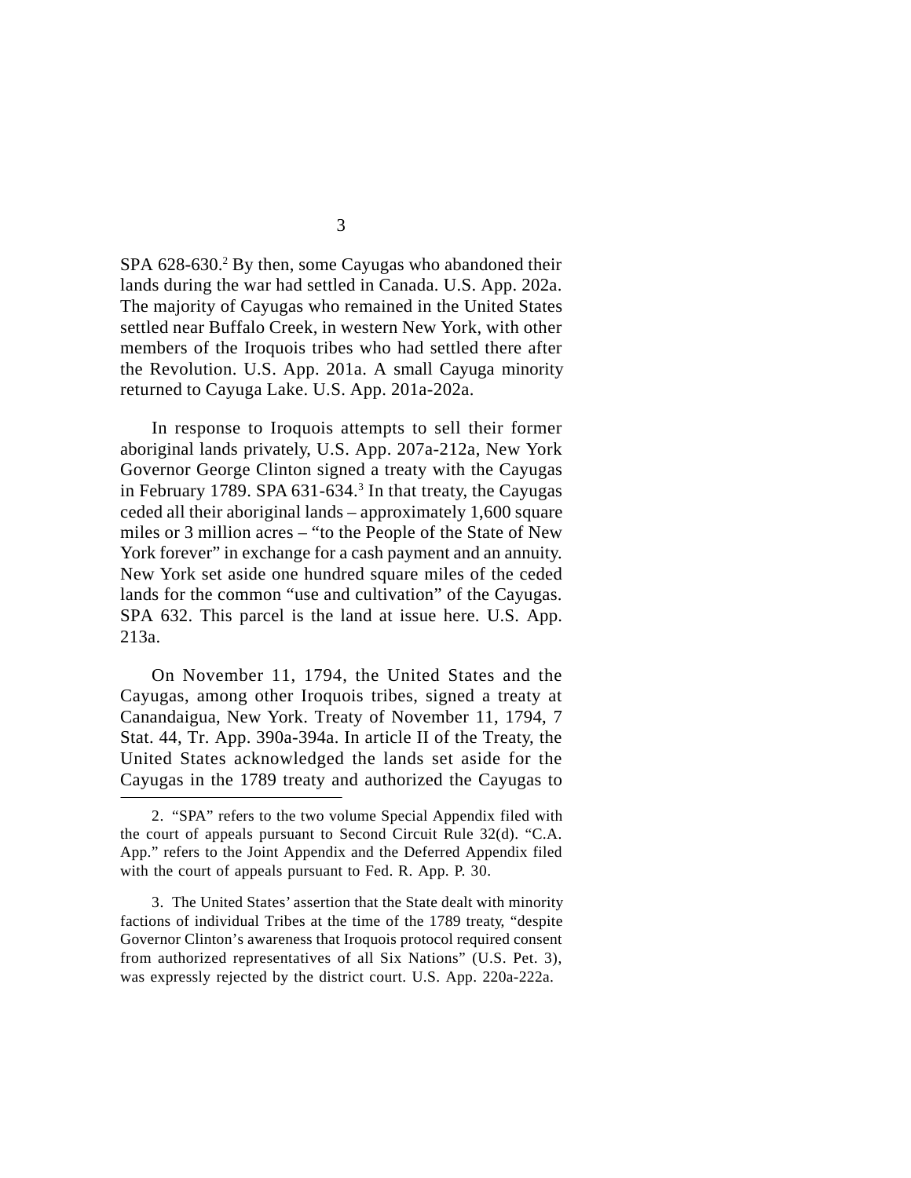SPA 628-630.[2] By then, some Cayugas who abandoned their lands during the war had settled in Canada. U.S. App. 202a. The majority of Cayugas who remained in the United States settled near Buffalo Creek, in western New York, with other members of the Iroquois tribes who had settled there after the Revolution. U.S. App. 201a. A small Cayuga minority returned to Cayuga Lake. U.S. App. 201a-202a.

In response to Iroquois attempts to sell their former aboriginal lands privately, U.S. App. 207a-212a, New York Governor George Clinton signed a treaty with the Cayugas in February 1789. SPA 631-634.[3] In that treaty, the Cayugas ceded all their aboriginal lands – approximately 1,600 square miles or 3 million acres – "to the People of the State of New York forever" in exchange for a cash payment and an annuity. New York set aside one hundred square miles of the ceded lands for the common "use and cultivation" of the Cayugas. SPA 632. This parcel is the land at issue here. U.S. App. 213a.

On November 11, 1794, the United States and the Cayugas, among other Iroquois tribes, signed a treaty at Canandaigua, New York. Treaty of November 11, 1794, 7 Stat. 44, Tr. App. 390a-394a. In article II of the Treaty, the United States acknowledged the lands set aside for the Cayugas in the 1789 treaty and authorized the Cayugas to

---

2. "SPA" refers to the two volume Special Appendix filed with the court of appeals pursuant to Second Circuit Rule 32(d). "C.A. App." refers to the Joint Appendix and the Deferred Appendix filed with the court of appeals pursuant to Fed. R. App. P. 30.

3. The United States' assertion that the State dealt with minority factions of individual Tribes at the time of the 1789 treaty, "despite Governor Clinton's awareness that Iroquois protocol required consent from authorized representatives of all Six Nations" (U.S. Pet. 3), was expressly rejected by the district court. U.S. App. 220a-222a.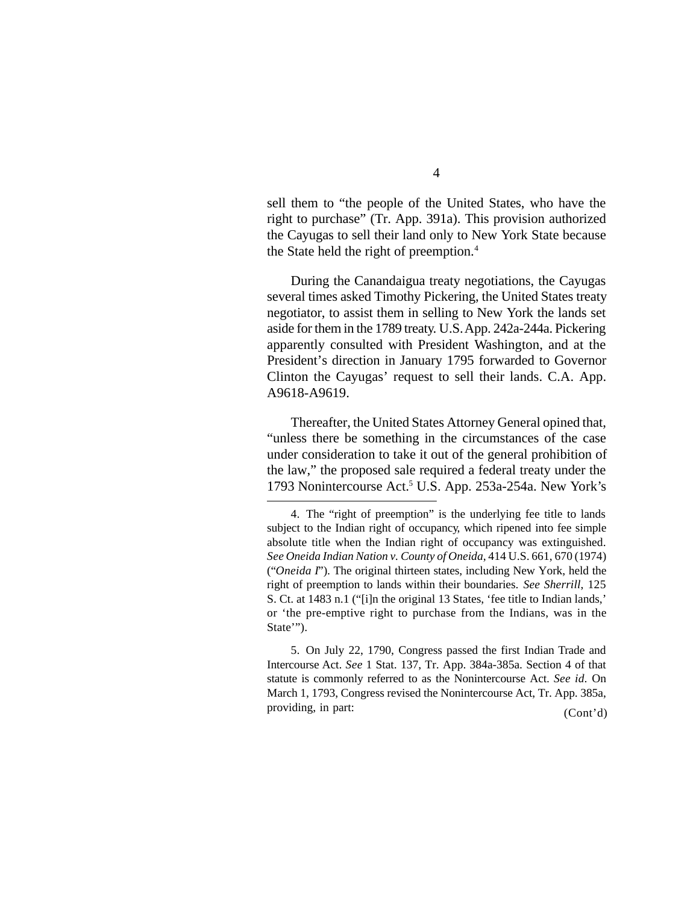sell them to "the people of the United States, who have the right to purchase" (Tr. App. 391a). This provision authorized the Cayugas to sell their land only to New York State because the State held the right of preemption.[4]

During the Canandaigua treaty negotiations, the Cayugas several times asked Timothy Pickering, the United States treaty negotiator, to assist them in selling to New York the lands set aside for them in the 1789 treaty. U.S. App. 242a-244a. Pickering apparently consulted with President Washington, and at the President's direction in January 1795 forwarded to Governor Clinton the Cayugas' request to sell their lands. C.A. App. A9618-A9619.

Thereafter, the United States Attorney General opined that, "unless there be something in the circumstances of the case under consideration to take it out of the general prohibition of the law," the proposed sale required a federal treaty under the 1793 Nonintercourse Act.[5] U.S. App. 253a-254a. New York's

---

4. The "right of preemption" is the underlying fee title to lands subject to the Indian right of occupancy, which ripened into fee simple absolute title when the Indian right of occupancy was extinguished. *See Oneida Indian Nation v. County of Oneida*, 414 U.S. 661, 670 (1974) ("*Oneida I*"). The original thirteen states, including New York, held the right of preemption to lands within their boundaries. *See Sherrill*, 125 S. Ct. at 1483 n.1 ("[i]n the original 13 States, 'fee title to Indian lands,' or 'the pre-emptive right to purchase from the Indians, was in the State'").

5. On July 22, 1790, Congress passed the first Indian Trade and Intercourse Act. *See* 1 Stat. 137, Tr. App. 384a-385a. Section 4 of that statute is commonly referred to as the Nonintercourse Act. *See id*. On March 1, 1793, Congress revised the Nonintercourse Act, Tr. App. 385a, providing, in part: (Cont'd)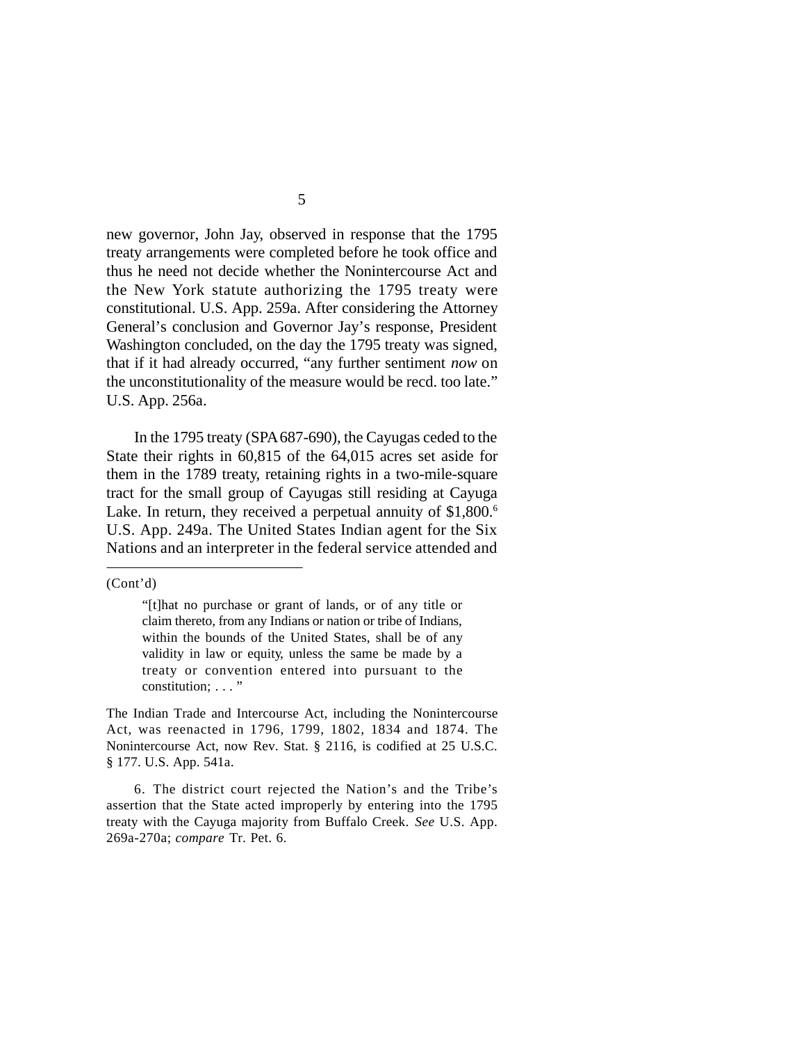new governor, John Jay, observed in response that the 1795 treaty arrangements were completed before he took office and thus he need not decide whether the Nonintercourse Act and the New York statute authorizing the 1795 treaty were constitutional. U.S. App. 259a. After considering the Attorney General's conclusion and Governor Jay's response, President Washington concluded, on the day the 1795 treaty was signed, that if it had already occurred, "any further sentiment *now* on the unconstitutionality of the measure would be recd. too late." U.S. App. 256a.

In the 1795 treaty (SPA 687-690), the Cayugas ceded to the State their rights in 60,815 of the 64,015 acres set aside for them in the 1789 treaty, retaining rights in a two-mile-square tract for the small group of Cayugas still residing at Cayuga Lake. In return, they received a perpetual annuity of $1,800.[6] U.S. App. 249a. The United States Indian agent for the Six Nations and an interpreter in the federal service attended and

---

(Cont'd)

> "[t]hat no purchase or grant of lands, or of any title or claim thereto, from any Indians or nation or tribe of Indians, within the bounds of the United States, shall be of any validity in law or equity, unless the same be made by a treaty or convention entered into pursuant to the constitution; . . . "

The Indian Trade and Intercourse Act, including the Nonintercourse Act, was reenacted in 1796, 1799, 1802, 1834 and 1874. The Nonintercourse Act, now Rev. Stat. § 2116, is codified at 25 U.S.C. § 177. U.S. App. 541a.

6. The district court rejected the Nation's and the Tribe's assertion that the State acted improperly by entering into the 1795 treaty with the Cayuga majority from Buffalo Creek. *See* U.S. App. 269a-270a; *compare* Tr. Pet. 6.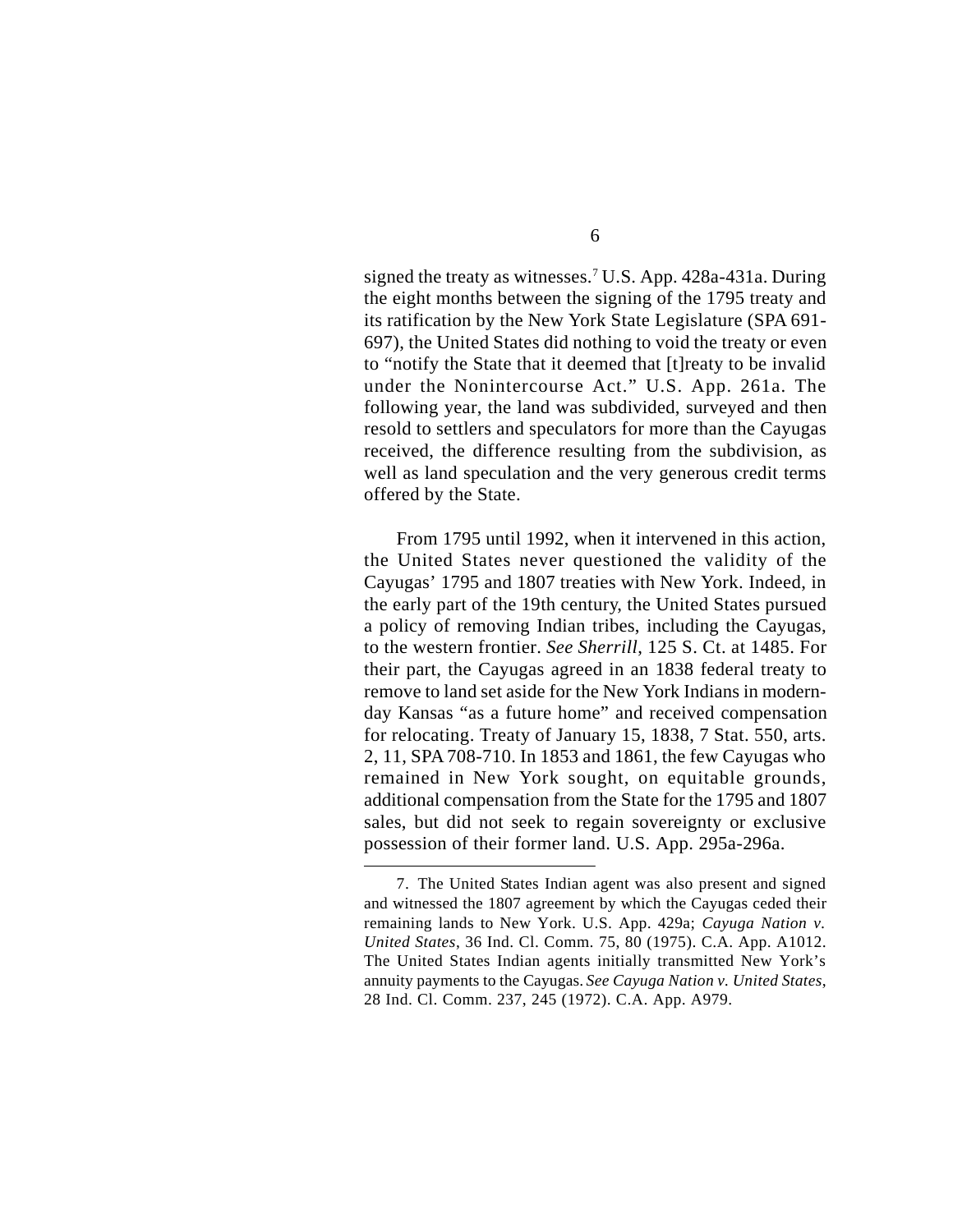signed the treaty as witnesses.[7] U.S. App. 428a-431a. During the eight months between the signing of the 1795 treaty and its ratification by the New York State Legislature (SPA 691-697), the United States did nothing to void the treaty or even to "notify the State that it deemed that [t]reaty to be invalid under the Nonintercourse Act." U.S. App. 261a. The following year, the land was subdivided, surveyed and then resold to settlers and speculators for more than the Cayugas received, the difference resulting from the subdivision, as well as land speculation and the very generous credit terms offered by the State.

From 1795 until 1992, when it intervened in this action, the United States never questioned the validity of the Cayugas' 1795 and 1807 treaties with New York. Indeed, in the early part of the 19th century, the United States pursued a policy of removing Indian tribes, including the Cayugas, to the western frontier. *See Sherrill*, 125 S. Ct. at 1485. For their part, the Cayugas agreed in an 1838 federal treaty to remove to land set aside for the New York Indians in modern-day Kansas "as a future home" and received compensation for relocating. Treaty of January 15, 1838, 7 Stat. 550, arts. 2, 11, SPA 708-710. In 1853 and 1861, the few Cayugas who remained in New York sought, on equitable grounds, additional compensation from the State for the 1795 and 1807 sales, but did not seek to regain sovereignty or exclusive possession of their former land. U.S. App. 295a-296a.

---

7. The United States Indian agent was also present and signed and witnessed the 1807 agreement by which the Cayugas ceded their remaining lands to New York. U.S. App. 429a; *Cayuga Nation v. United States*, 36 Ind. Cl. Comm. 75, 80 (1975). C.A. App. A1012. The United States Indian agents initially transmitted New York's annuity payments to the Cayugas. *See Cayuga Nation v. United States*, 28 Ind. Cl. Comm. 237, 245 (1972). C.A. App. A979.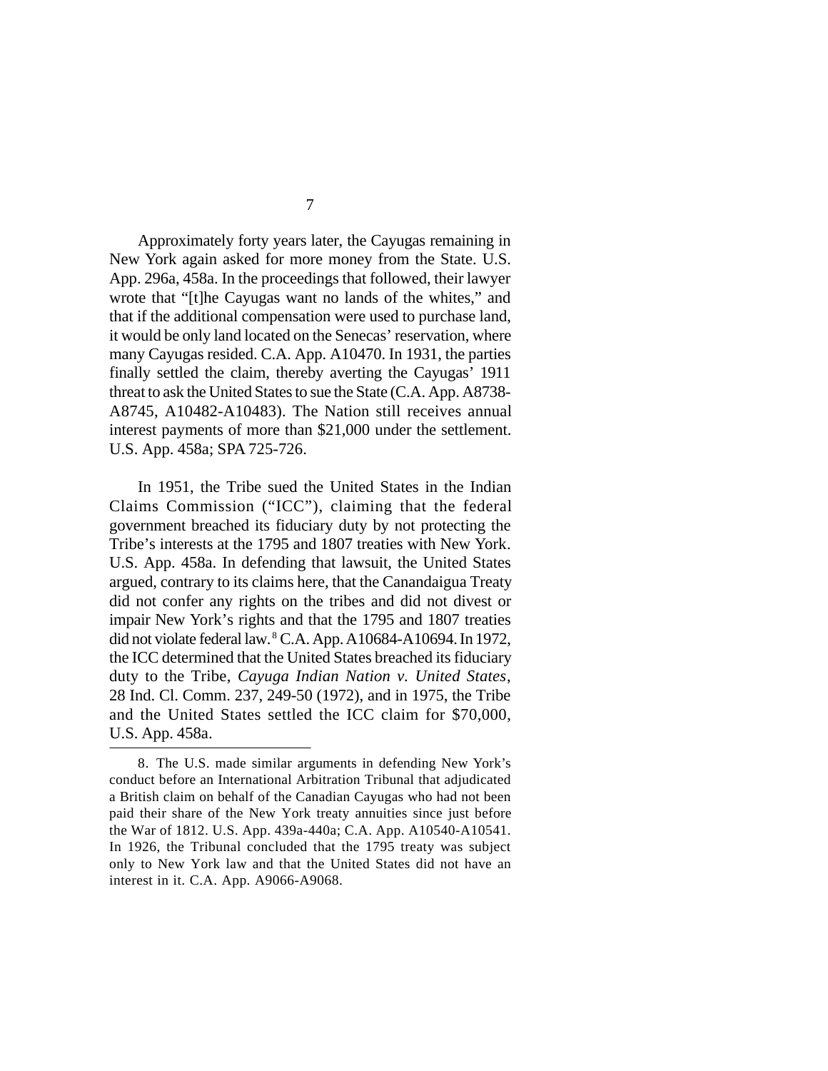Approximately forty years later, the Cayugas remaining in New York again asked for more money from the State. U.S. App. 296a, 458a. In the proceedings that followed, their lawyer wrote that "[t]he Cayugas want no lands of the whites," and that if the additional compensation were used to purchase land, it would be only land located on the Senecas' reservation, where many Cayugas resided. C.A. App. A10470. In 1931, the parties finally settled the claim, thereby averting the Cayugas' 1911 threat to ask the United States to sue the State (C.A. App. A8738-A8745, A10482-A10483). The Nation still receives annual interest payments of more than $21,000 under the settlement. U.S. App. 458a; SPA 725-726.

In 1951, the Tribe sued the United States in the Indian Claims Commission ("ICC"), claiming that the federal government breached its fiduciary duty by not protecting the Tribe's interests at the 1795 and 1807 treaties with New York. U.S. App. 458a. In defending that lawsuit, the United States argued, contrary to its claims here, that the Canandaigua Treaty did not confer any rights on the tribes and did not divest or impair New York's rights and that the 1795 and 1807 treaties did not violate federal law.[8] C.A. App. A10684-A10694. In 1972, the ICC determined that the United States breached its fiduciary duty to the Tribe, *Cayuga Indian Nation v. United States*, 28 Ind. Cl. Comm. 237, 249-50 (1972), and in 1975, the Tribe and the United States settled the ICC claim for $70,000, U.S. App. 458a.

---

8. The U.S. made similar arguments in defending New York's conduct before an International Arbitration Tribunal that adjudicated a British claim on behalf of the Canadian Cayugas who had not been paid their share of the New York treaty annuities since just before the War of 1812. U.S. App. 439a-440a; C.A. App. A10540-A10541. In 1926, the Tribunal concluded that the 1795 treaty was subject only to New York law and that the United States did not have an interest in it. C.A. App. A9066-A9068.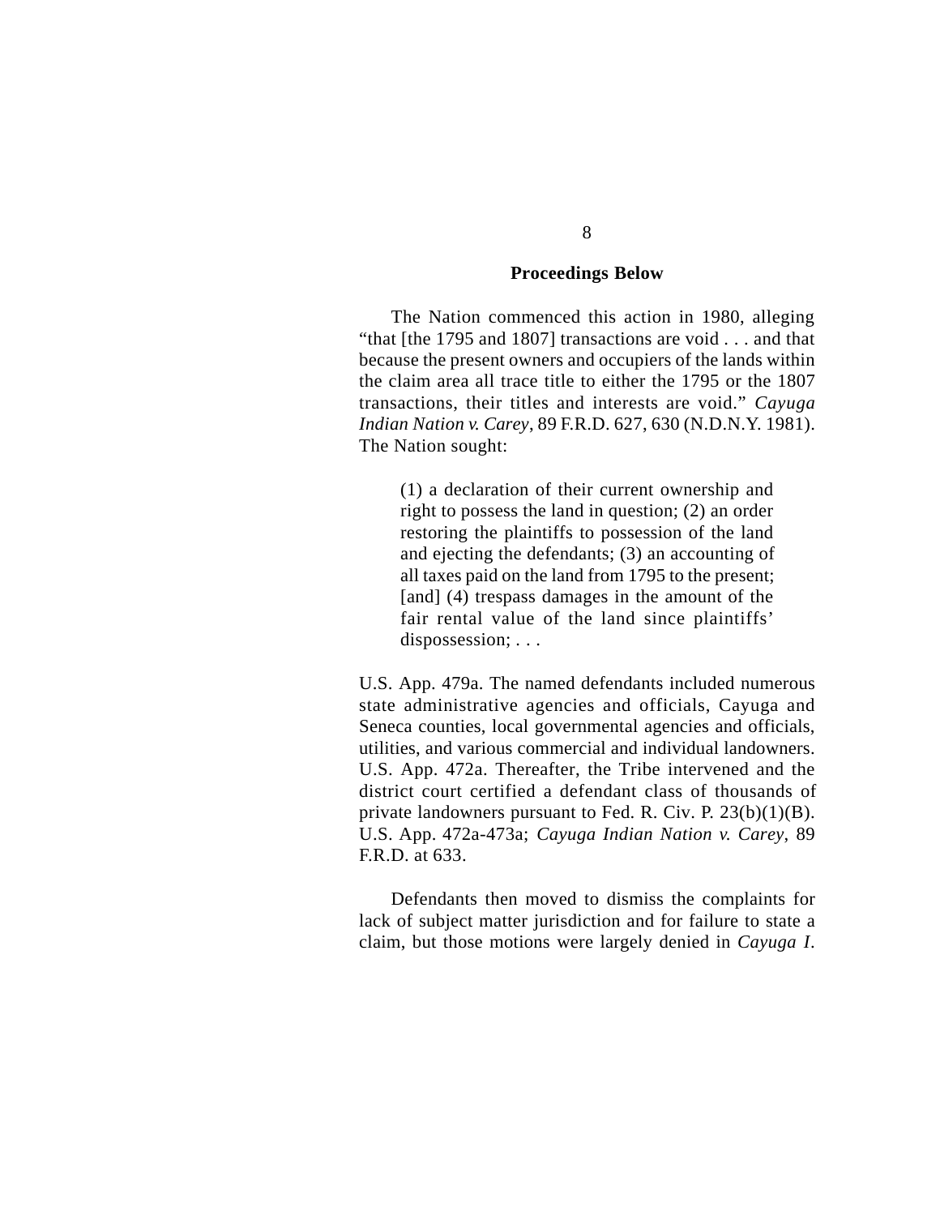## Proceedings Below

The Nation commenced this action in 1980, alleging "that [the 1795 and 1807] transactions are void . . . and that because the present owners and occupiers of the lands within the claim area all trace title to either the 1795 or the 1807 transactions, their titles and interests are void." *Cayuga Indian Nation v. Carey*, 89 F.R.D. 627, 630 (N.D.N.Y. 1981). The Nation sought:

> (1) a declaration of their current ownership and right to possess the land in question; (2) an order restoring the plaintiffs to possession of the land and ejecting the defendants; (3) an accounting of all taxes paid on the land from 1795 to the present; [and] (4) trespass damages in the amount of the fair rental value of the land since plaintiffs' dispossession; . . .

U.S. App. 479a. The named defendants included numerous state administrative agencies and officials, Cayuga and Seneca counties, local governmental agencies and officials, utilities, and various commercial and individual landowners. U.S. App. 472a. Thereafter, the Tribe intervened and the district court certified a defendant class of thousands of private landowners pursuant to Fed. R. Civ. P. 23(b)(1)(B). U.S. App. 472a-473a; *Cayuga Indian Nation v. Carey*, 89 F.R.D. at 633.

Defendants then moved to dismiss the complaints for lack of subject matter jurisdiction and for failure to state a claim, but those motions were largely denied in *Cayuga I*.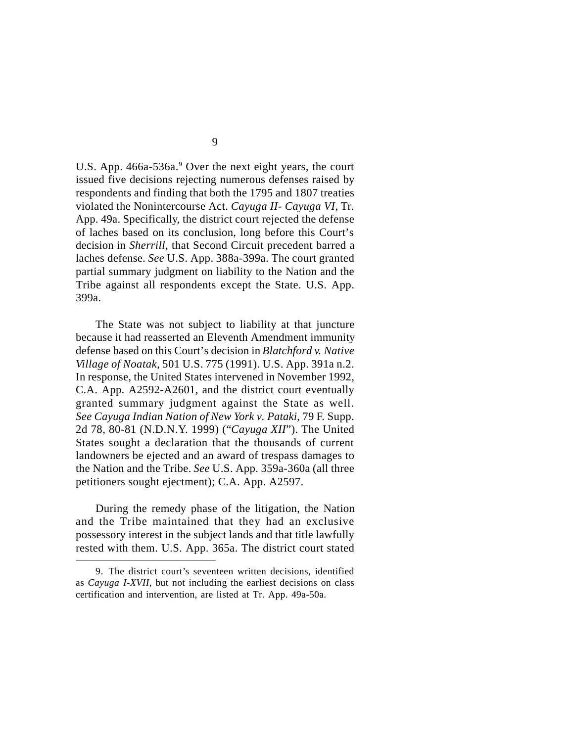U.S. App. 466a-536a.[9] Over the next eight years, the court issued five decisions rejecting numerous defenses raised by respondents and finding that both the 1795 and 1807 treaties violated the Nonintercourse Act. *Cayuga II- Cayuga VI*, Tr. App. 49a. Specifically, the district court rejected the defense of laches based on its conclusion, long before this Court's decision in *Sherrill*, that Second Circuit precedent barred a laches defense. *See* U.S. App. 388a-399a. The court granted partial summary judgment on liability to the Nation and the Tribe against all respondents except the State. U.S. App. 399a.

The State was not subject to liability at that juncture because it had reasserted an Eleventh Amendment immunity defense based on this Court's decision in *Blatchford v. Native Village of Noatak*, 501 U.S. 775 (1991). U.S. App. 391a n.2. In response, the United States intervened in November 1992, C.A. App. A2592-A2601, and the district court eventually granted summary judgment against the State as well. *See Cayuga Indian Nation of New York v. Pataki*, 79 F. Supp. 2d 78, 80-81 (N.D.N.Y. 1999) ("*Cayuga XII*"). The United States sought a declaration that the thousands of current landowners be ejected and an award of trespass damages to the Nation and the Tribe. *See* U.S. App. 359a-360a (all three petitioners sought ejectment); C.A. App. A2597.

During the remedy phase of the litigation, the Nation and the Tribe maintained that they had an exclusive possessory interest in the subject lands and that title lawfully rested with them. U.S. App. 365a. The district court stated

9. The district court's seventeen written decisions, identified as *Cayuga I-XVII*, but not including the earliest decisions on class certification and intervention, are listed at Tr. App. 49a-50a.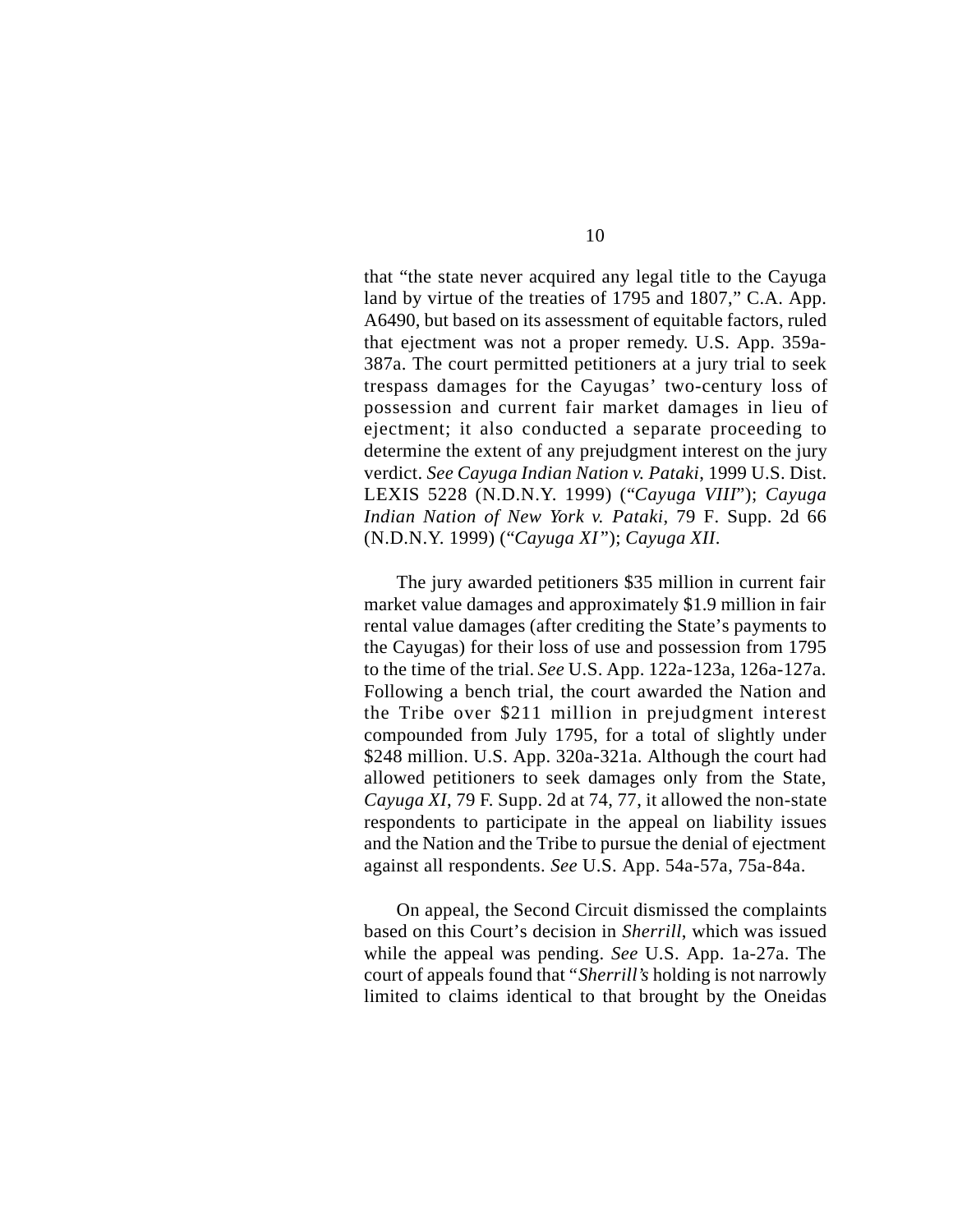that "the state never acquired any legal title to the Cayuga land by virtue of the treaties of 1795 and 1807," C.A. App. A6490, but based on its assessment of equitable factors, ruled that ejectment was not a proper remedy. U.S. App. 359a-387a. The court permitted petitioners at a jury trial to seek trespass damages for the Cayugas' two-century loss of possession and current fair market damages in lieu of ejectment; it also conducted a separate proceeding to determine the extent of any prejudgment interest on the jury verdict. *See Cayuga Indian Nation v. Pataki*, 1999 U.S. Dist. LEXIS 5228 (N.D.N.Y. 1999) ("*Cayuga VIII*"); *Cayuga Indian Nation of New York v. Pataki*, 79 F. Supp. 2d 66 (N.D.N.Y. 1999) ("*Cayuga XI*"); *Cayuga XII*.

The jury awarded petitioners $35 million in current fair market value damages and approximately $1.9 million in fair rental value damages (after crediting the State's payments to the Cayugas) for their loss of use and possession from 1795 to the time of the trial. *See* U.S. App. 122a-123a, 126a-127a. Following a bench trial, the court awarded the Nation and the Tribe over $211 million in prejudgment interest compounded from July 1795, for a total of slightly under $248 million. U.S. App. 320a-321a. Although the court had allowed petitioners to seek damages only from the State, *Cayuga XI*, 79 F. Supp. 2d at 74, 77, it allowed the non-state respondents to participate in the appeal on liability issues and the Nation and the Tribe to pursue the denial of ejectment against all respondents. *See* U.S. App. 54a-57a, 75a-84a.

On appeal, the Second Circuit dismissed the complaints based on this Court's decision in *Sherrill*, which was issued while the appeal was pending. *See* U.S. App. 1a-27a. The court of appeals found that "*Sherrill's* holding is not narrowly limited to claims identical to that brought by the Oneidas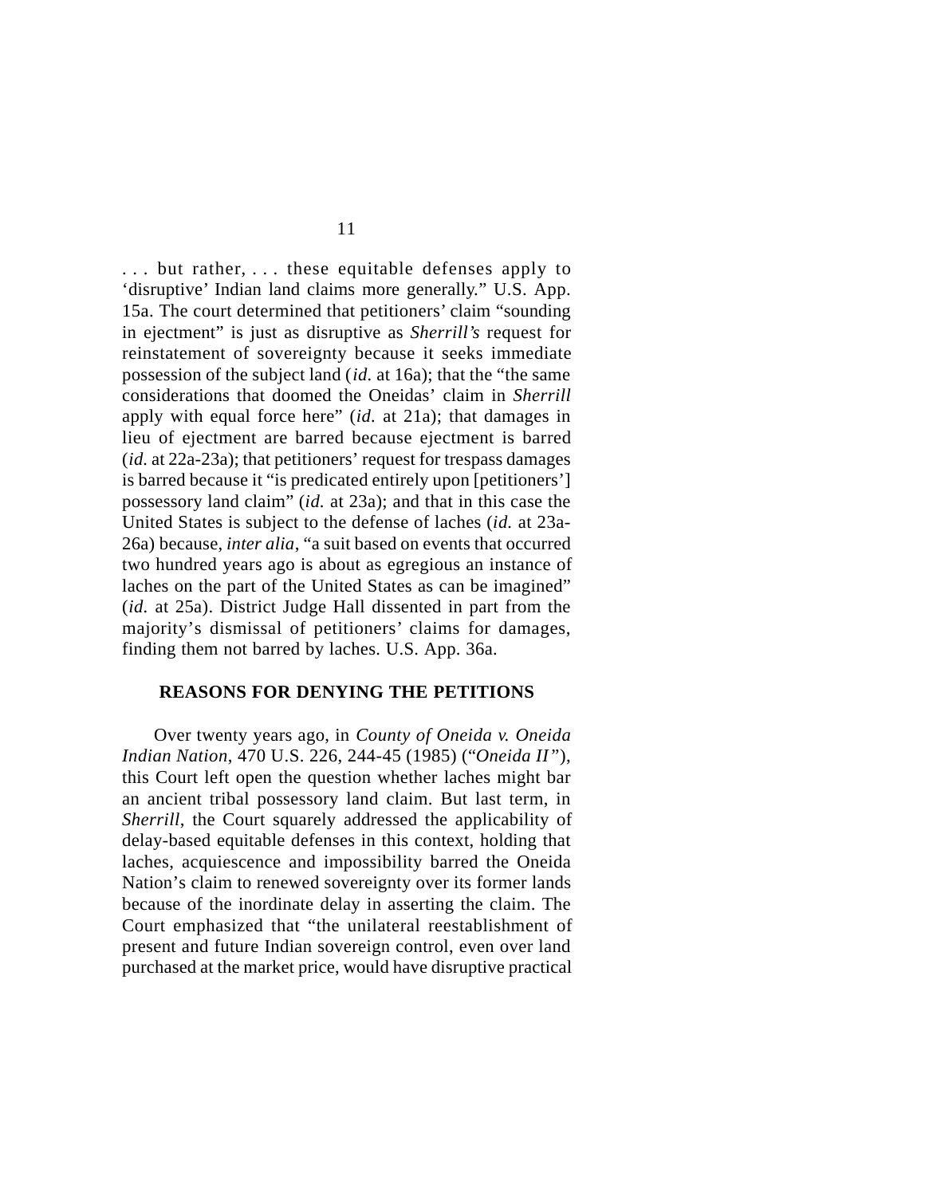. . . but rather, . . . these equitable defenses apply to 'disruptive' Indian land claims more generally." U.S. App. 15a. The court determined that petitioners' claim "sounding in ejectment" is just as disruptive as *Sherrill's* request for reinstatement of sovereignty because it seeks immediate possession of the subject land (*id.* at 16a); that the "the same considerations that doomed the Oneidas' claim in *Sherrill* apply with equal force here" (*id.* at 21a); that damages in lieu of ejectment are barred because ejectment is barred (*id.* at 22a-23a); that petitioners' request for trespass damages is barred because it "is predicated entirely upon [petitioners'] possessory land claim" (*id.* at 23a); and that in this case the United States is subject to the defense of laches (*id.* at 23a-26a) because, *inter alia*, "a suit based on events that occurred two hundred years ago is about as egregious an instance of laches on the part of the United States as can be imagined" (*id.* at 25a). District Judge Hall dissented in part from the majority's dismissal of petitioners' claims for damages, finding them not barred by laches. U.S. App. 36a.

## REASONS FOR DENYING THE PETITIONS

Over twenty years ago, in *County of Oneida v. Oneida Indian Nation*, 470 U.S. 226, 244-45 (1985) ("*Oneida II*"), this Court left open the question whether laches might bar an ancient tribal possessory land claim. But last term, in *Sherrill*, the Court squarely addressed the applicability of delay-based equitable defenses in this context, holding that laches, acquiescence and impossibility barred the Oneida Nation's claim to renewed sovereignty over its former lands because of the inordinate delay in asserting the claim. The Court emphasized that "the unilateral reestablishment of present and future Indian sovereign control, even over land purchased at the market price, would have disruptive practical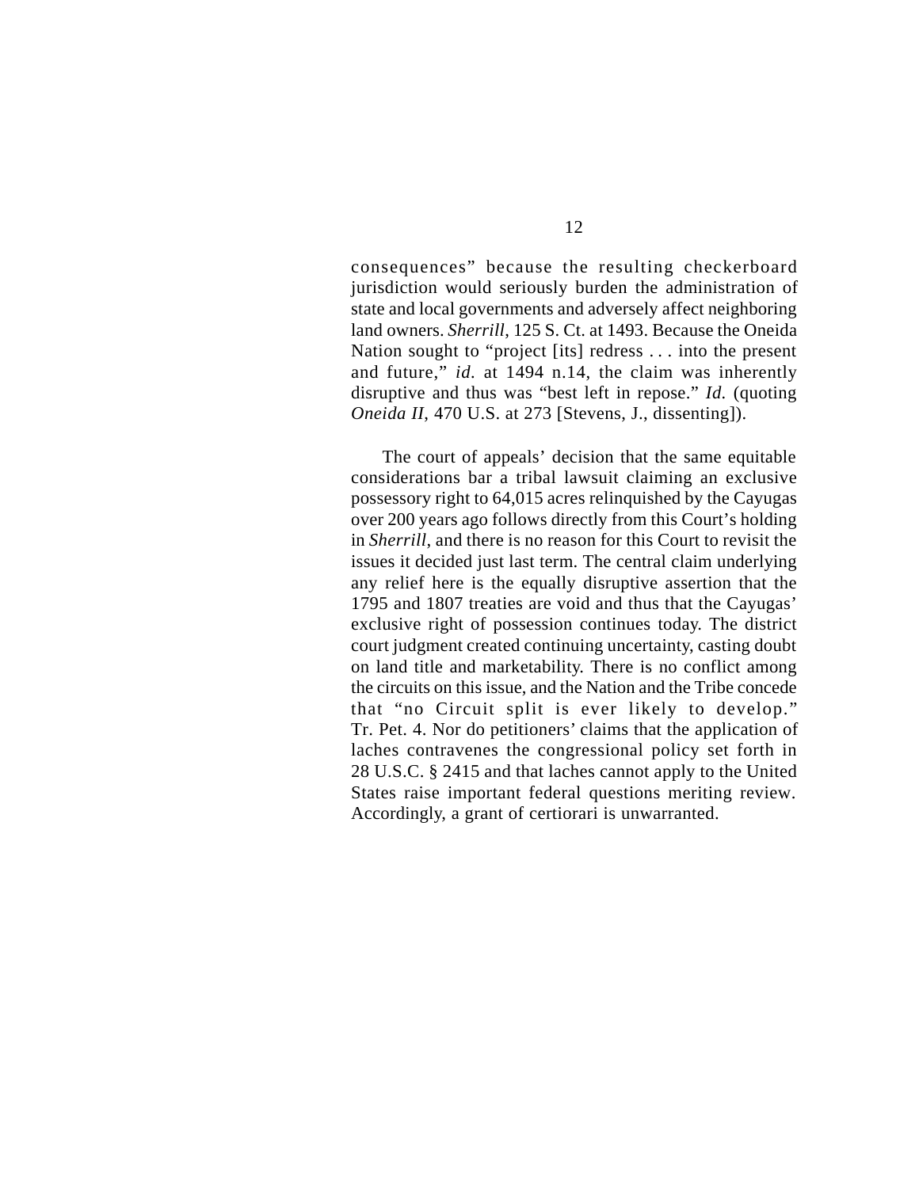consequences" because the resulting checkerboard jurisdiction would seriously burden the administration of state and local governments and adversely affect neighboring land owners. *Sherrill*, 125 S. Ct. at 1493. Because the Oneida Nation sought to "project [its] redress . . . into the present and future," *id*. at 1494 n.14, the claim was inherently disruptive and thus was "best left in repose." *Id*. (quoting *Oneida II*, 470 U.S. at 273 [Stevens, J., dissenting]).

The court of appeals' decision that the same equitable considerations bar a tribal lawsuit claiming an exclusive possessory right to 64,015 acres relinquished by the Cayugas over 200 years ago follows directly from this Court's holding in *Sherrill*, and there is no reason for this Court to revisit the issues it decided just last term. The central claim underlying any relief here is the equally disruptive assertion that the 1795 and 1807 treaties are void and thus that the Cayugas' exclusive right of possession continues today. The district court judgment created continuing uncertainty, casting doubt on land title and marketability. There is no conflict among the circuits on this issue, and the Nation and the Tribe concede that "no Circuit split is ever likely to develop." Tr. Pet. 4. Nor do petitioners' claims that the application of laches contravenes the congressional policy set forth in 28 U.S.C. § 2415 and that laches cannot apply to the United States raise important federal questions meriting review. Accordingly, a grant of certiorari is unwarranted.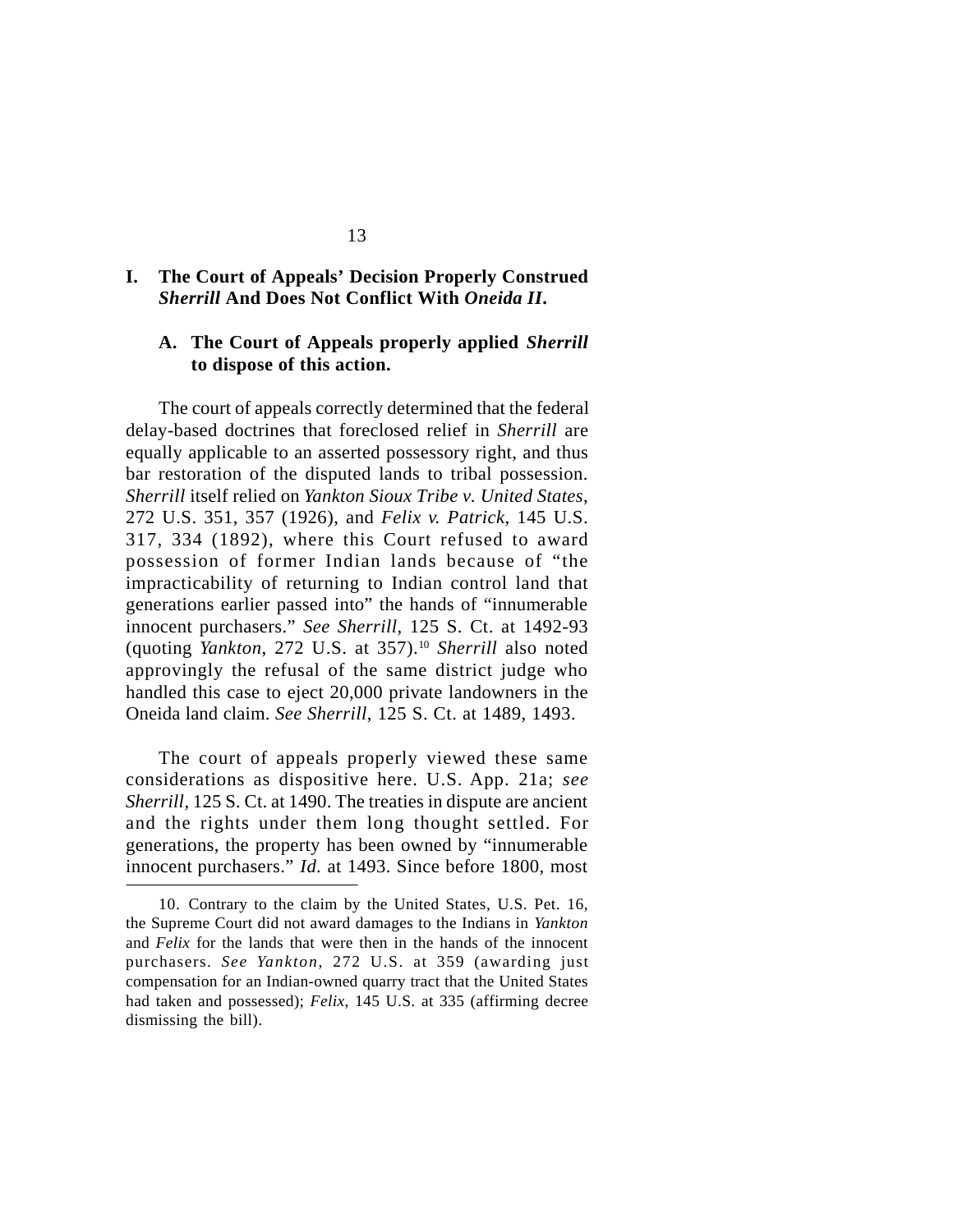## I. The Court of Appeals' Decision Properly Construed *Sherrill* And Does Not Conflict With *Oneida II*.

### A. The Court of Appeals properly applied *Sherrill* to dispose of this action.

The court of appeals correctly determined that the federal delay-based doctrines that foreclosed relief in *Sherrill* are equally applicable to an asserted possessory right, and thus bar restoration of the disputed lands to tribal possession. *Sherrill* itself relied on *Yankton Sioux Tribe v. United States*, 272 U.S. 351, 357 (1926), and *Felix v. Patrick*, 145 U.S. 317, 334 (1892), where this Court refused to award possession of former Indian lands because of "the impracticability of returning to Indian control land that generations earlier passed into" the hands of "innumerable innocent purchasers." *See Sherrill*, 125 S. Ct. at 1492-93 (quoting *Yankton*, 272 U.S. at 357).[10] *Sherrill* also noted approvingly the refusal of the same district judge who handled this case to eject 20,000 private landowners in the Oneida land claim. *See Sherrill*, 125 S. Ct. at 1489, 1493.

The court of appeals properly viewed these same considerations as dispositive here. U.S. App. 21a; *see Sherrill*, 125 S. Ct. at 1490. The treaties in dispute are ancient and the rights under them long thought settled. For generations, the property has been owned by "innumerable innocent purchasers." *Id.* at 1493. Since before 1800, most

---

10. Contrary to the claim by the United States, U.S. Pet. 16, the Supreme Court did not award damages to the Indians in *Yankton* and *Felix* for the lands that were then in the hands of the innocent purchasers. *See Yankton*, 272 U.S. at 359 (awarding just compensation for an Indian-owned quarry tract that the United States had taken and possessed); *Felix*, 145 U.S. at 335 (affirming decree dismissing the bill).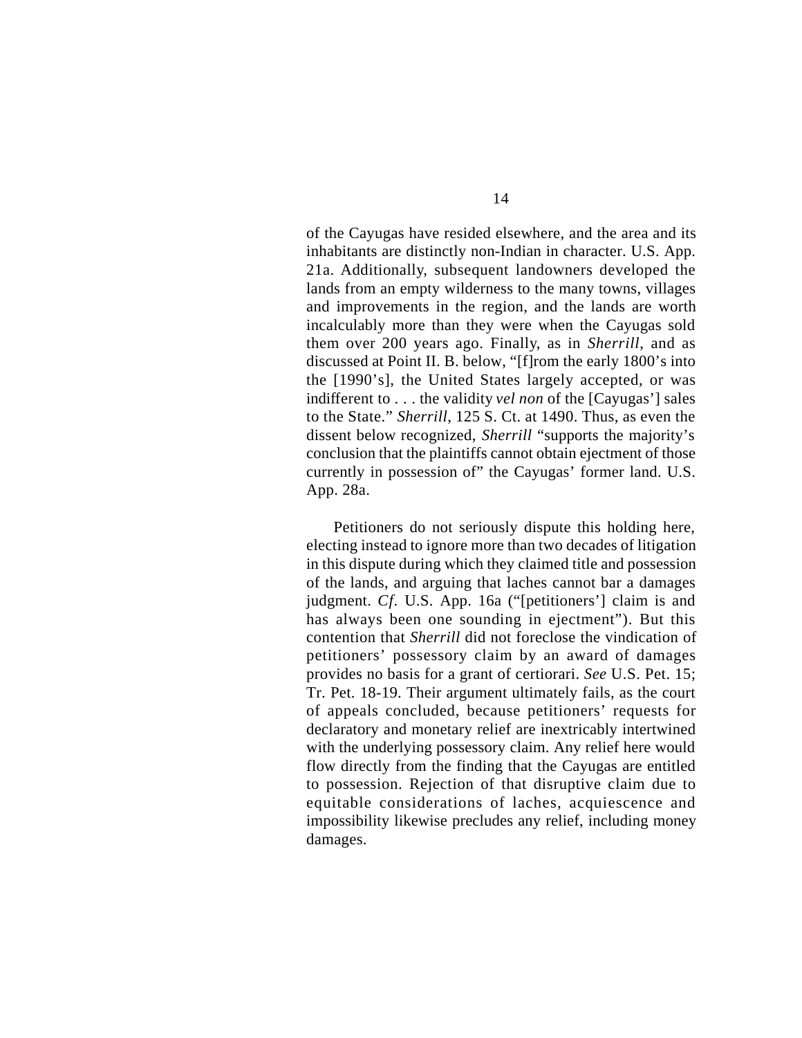of the Cayugas have resided elsewhere, and the area and its inhabitants are distinctly non-Indian in character. U.S. App. 21a. Additionally, subsequent landowners developed the lands from an empty wilderness to the many towns, villages and improvements in the region, and the lands are worth incalculably more than they were when the Cayugas sold them over 200 years ago. Finally, as in *Sherrill*, and as discussed at Point II. B. below, "[f]rom the early 1800's into the [1990's], the United States largely accepted, or was indifferent to . . . the validity *vel non* of the [Cayugas'] sales to the State." *Sherrill*, 125 S. Ct. at 1490. Thus, as even the dissent below recognized, *Sherrill* "supports the majority's conclusion that the plaintiffs cannot obtain ejectment of those currently in possession of" the Cayugas' former land. U.S. App. 28a.

Petitioners do not seriously dispute this holding here, electing instead to ignore more than two decades of litigation in this dispute during which they claimed title and possession of the lands, and arguing that laches cannot bar a damages judgment. *Cf*. U.S. App. 16a ("[petitioners'] claim is and has always been one sounding in ejectment"). But this contention that *Sherrill* did not foreclose the vindication of petitioners' possessory claim by an award of damages provides no basis for a grant of certiorari. *See* U.S. Pet. 15; Tr. Pet. 18-19. Their argument ultimately fails, as the court of appeals concluded, because petitioners' requests for declaratory and monetary relief are inextricably intertwined with the underlying possessory claim. Any relief here would flow directly from the finding that the Cayugas are entitled to possession. Rejection of that disruptive claim due to equitable considerations of laches, acquiescence and impossibility likewise precludes any relief, including money damages.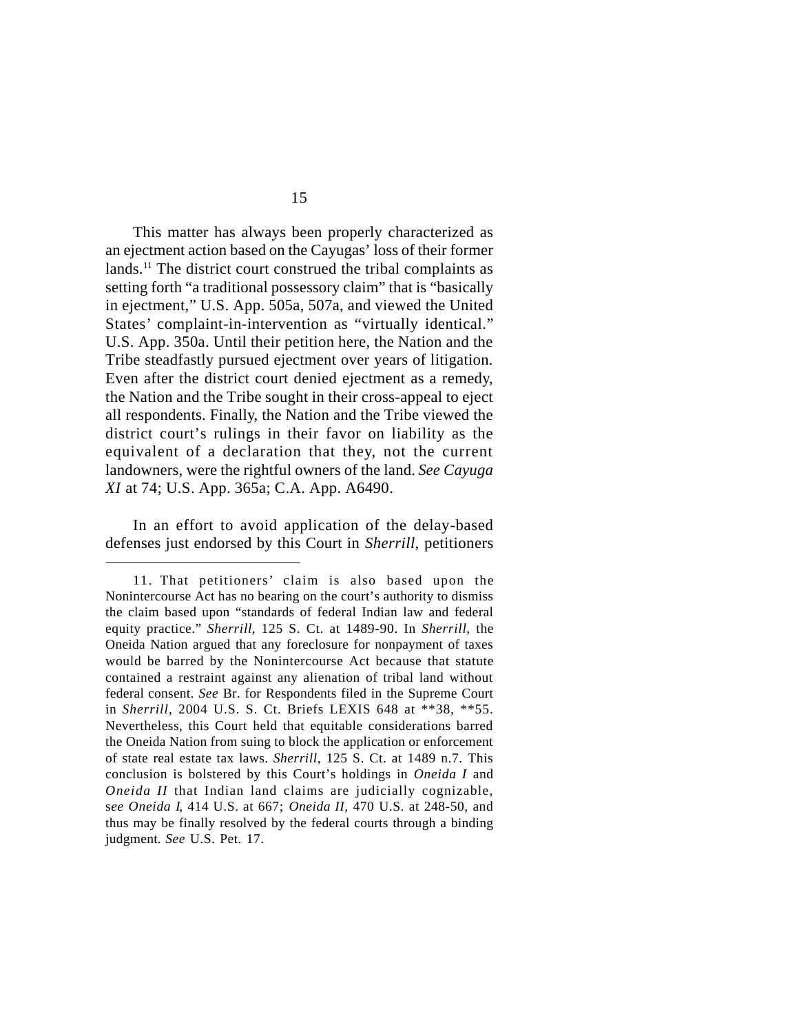This matter has always been properly characterized as an ejectment action based on the Cayugas' loss of their former lands.[11] The district court construed the tribal complaints as setting forth "a traditional possessory claim" that is "basically in ejectment," U.S. App. 505a, 507a, and viewed the United States' complaint-in-intervention as "virtually identical." U.S. App. 350a. Until their petition here, the Nation and the Tribe steadfastly pursued ejectment over years of litigation. Even after the district court denied ejectment as a remedy, the Nation and the Tribe sought in their cross-appeal to eject all respondents. Finally, the Nation and the Tribe viewed the district court's rulings in their favor on liability as the equivalent of a declaration that they, not the current landowners, were the rightful owners of the land. *See Cayuga XI* at 74; U.S. App. 365a; C.A. App. A6490.

In an effort to avoid application of the delay-based defenses just endorsed by this Court in *Sherrill*, petitioners

---

11. That petitioners' claim is also based upon the Nonintercourse Act has no bearing on the court's authority to dismiss the claim based upon "standards of federal Indian law and federal equity practice." *Sherrill*, 125 S. Ct. at 1489-90. In *Sherrill*, the Oneida Nation argued that any foreclosure for nonpayment of taxes would be barred by the Nonintercourse Act because that statute contained a restraint against any alienation of tribal land without federal consent. *See* Br. for Respondents filed in the Supreme Court in *Sherrill*, 2004 U.S. S. Ct. Briefs LEXIS 648 at **38, **55. Nevertheless, this Court held that equitable considerations barred the Oneida Nation from suing to block the application or enforcement of state real estate tax laws. *Sherrill*, 125 S. Ct. at 1489 n.7. This conclusion is bolstered by this Court's holdings in *Oneida I* and *Oneida II* that Indian land claims are judicially cognizable, *see Oneida I*, 414 U.S. at 667; *Oneida II*, 470 U.S. at 248-50, and thus may be finally resolved by the federal courts through a binding judgment. *See* U.S. Pet. 17.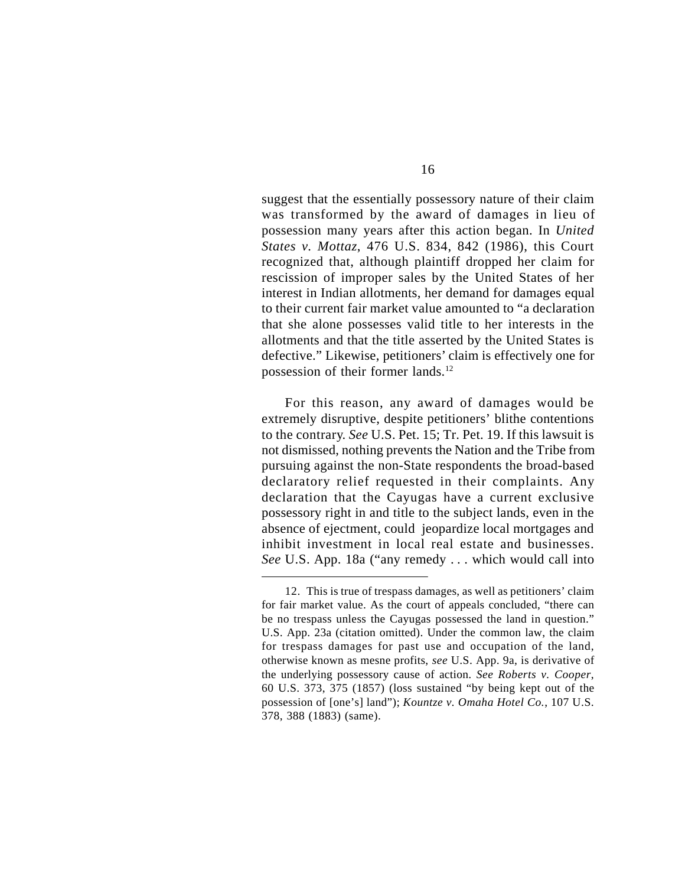suggest that the essentially possessory nature of their claim was transformed by the award of damages in lieu of possession many years after this action began. In *United States v. Mottaz*, 476 U.S. 834, 842 (1986), this Court recognized that, although plaintiff dropped her claim for rescission of improper sales by the United States of her interest in Indian allotments, her demand for damages equal to their current fair market value amounted to "a declaration that she alone possesses valid title to her interests in the allotments and that the title asserted by the United States is defective." Likewise, petitioners' claim is effectively one for possession of their former lands.[12]

For this reason, any award of damages would be extremely disruptive, despite petitioners' blithe contentions to the contrary. *See* U.S. Pet. 15; Tr. Pet. 19. If this lawsuit is not dismissed, nothing prevents the Nation and the Tribe from pursuing against the non-State respondents the broad-based declaratory relief requested in their complaints. Any declaration that the Cayugas have a current exclusive possessory right in and title to the subject lands, even in the absence of ejectment, could jeopardize local mortgages and inhibit investment in local real estate and businesses. *See* U.S. App. 18a ("any remedy . . . which would call into

---

12. This is true of trespass damages, as well as petitioners' claim for fair market value. As the court of appeals concluded, "there can be no trespass unless the Cayugas possessed the land in question." U.S. App. 23a (citation omitted). Under the common law, the claim for trespass damages for past use and occupation of the land, otherwise known as mesne profits, *see* U.S. App. 9a, is derivative of the underlying possessory cause of action. *See Roberts v. Cooper*, 60 U.S. 373, 375 (1857) (loss sustained "by being kept out of the possession of [one's] land"); *Kountze v. Omaha Hotel Co.*, 107 U.S. 378, 388 (1883) (same).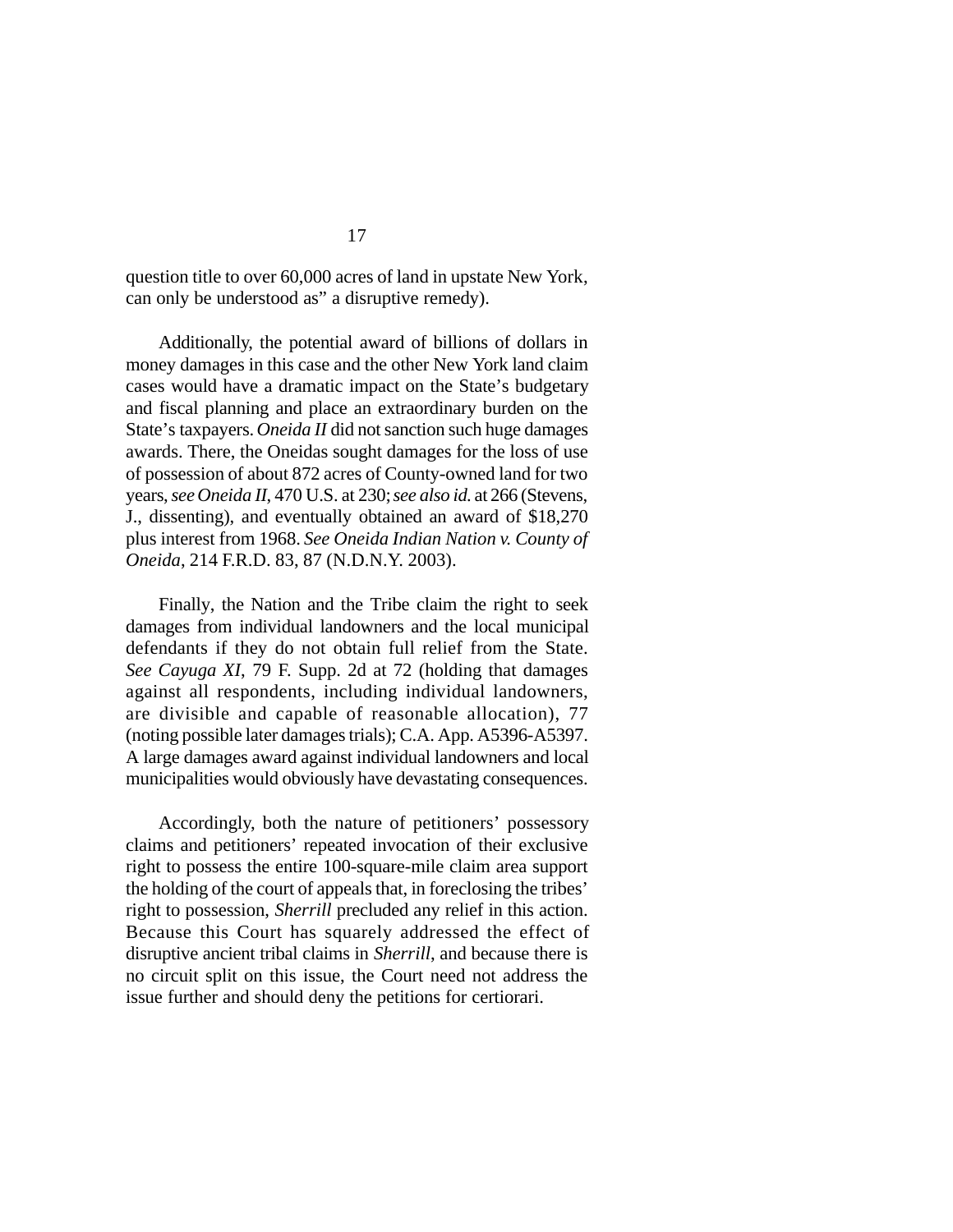question title to over 60,000 acres of land in upstate New York, can only be understood as" a disruptive remedy).

Additionally, the potential award of billions of dollars in money damages in this case and the other New York land claim cases would have a dramatic impact on the State's budgetary and fiscal planning and place an extraordinary burden on the State's taxpayers. *Oneida II* did not sanction such huge damages awards. There, the Oneidas sought damages for the loss of use of possession of about 872 acres of County-owned land for two years, *see Oneida II*, 470 U.S. at 230; *see also id.* at 266 (Stevens, J., dissenting), and eventually obtained an award of $18,270 plus interest from 1968. *See Oneida Indian Nation v. County of Oneida*, 214 F.R.D. 83, 87 (N.D.N.Y. 2003).

Finally, the Nation and the Tribe claim the right to seek damages from individual landowners and the local municipal defendants if they do not obtain full relief from the State. *See Cayuga XI*, 79 F. Supp. 2d at 72 (holding that damages against all respondents, including individual landowners, are divisible and capable of reasonable allocation), 77 (noting possible later damages trials); C.A. App. A5396-A5397. A large damages award against individual landowners and local municipalities would obviously have devastating consequences.

Accordingly, both the nature of petitioners' possessory claims and petitioners' repeated invocation of their exclusive right to possess the entire 100-square-mile claim area support the holding of the court of appeals that, in foreclosing the tribes' right to possession, *Sherrill* precluded any relief in this action. Because this Court has squarely addressed the effect of disruptive ancient tribal claims in *Sherrill*, and because there is no circuit split on this issue, the Court need not address the issue further and should deny the petitions for certiorari.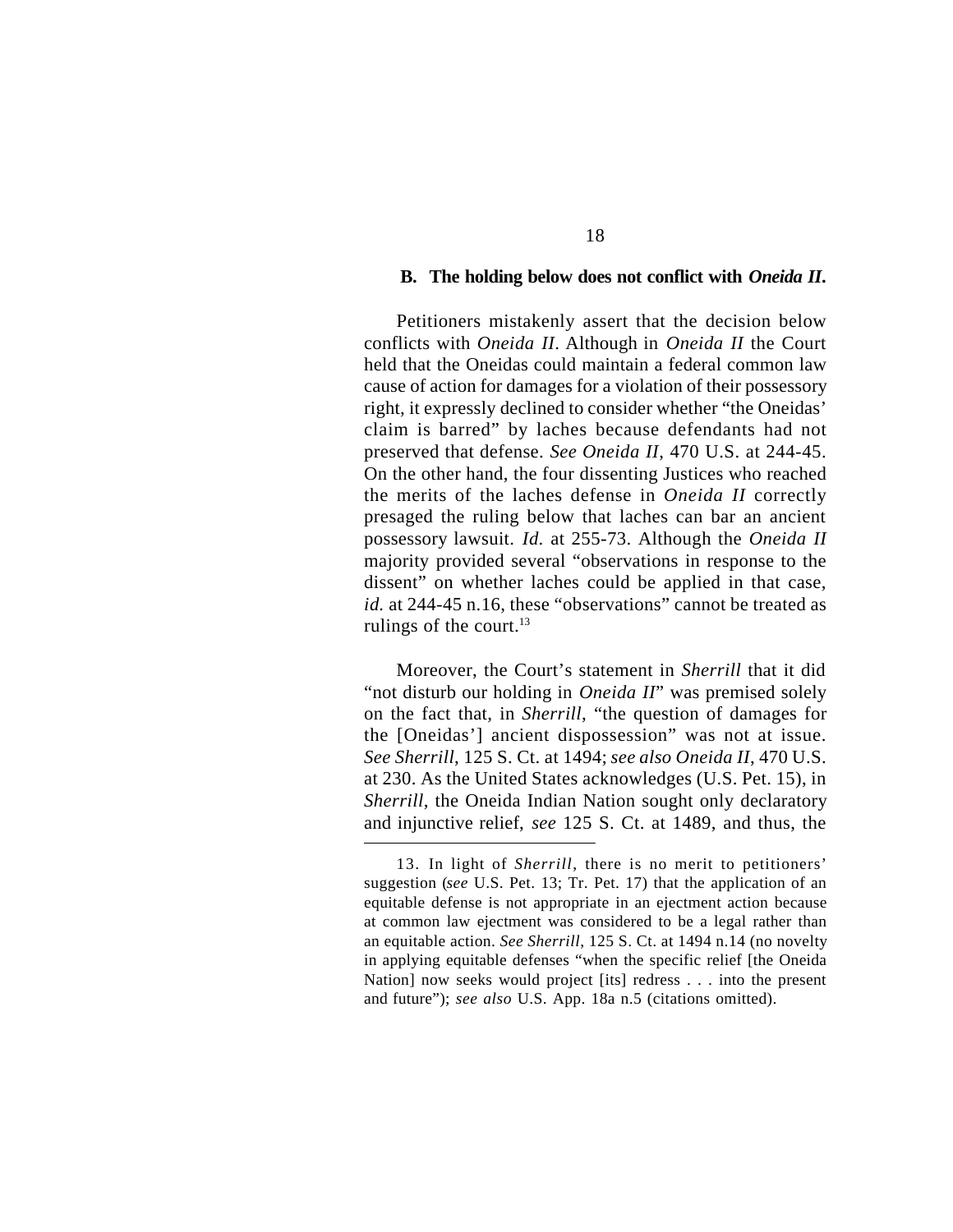### B. The holding below does not conflict with *Oneida II*.

Petitioners mistakenly assert that the decision below conflicts with *Oneida II*. Although in *Oneida II* the Court held that the Oneidas could maintain a federal common law cause of action for damages for a violation of their possessory right, it expressly declined to consider whether "the Oneidas' claim is barred" by laches because defendants had not preserved that defense. *See Oneida II*, 470 U.S. at 244-45. On the other hand, the four dissenting Justices who reached the merits of the laches defense in *Oneida II* correctly presaged the ruling below that laches can bar an ancient possessory lawsuit. *Id.* at 255-73. Although the *Oneida II* majority provided several "observations in response to the dissent" on whether laches could be applied in that case, *id.* at 244-45 n.16, these "observations" cannot be treated as rulings of the court.[13]

Moreover, the Court's statement in *Sherrill* that it did "not disturb our holding in *Oneida II*" was premised solely on the fact that, in *Sherrill*, "the question of damages for the [Oneidas'] ancient dispossession" was not at issue. *See Sherrill*, 125 S. Ct. at 1494; *see also Oneida II*, 470 U.S. at 230. As the United States acknowledges (U.S. Pet. 15), in *Sherrill*, the Oneida Indian Nation sought only declaratory and injunctive relief, *see* 125 S. Ct. at 1489, and thus, the

---

13. In light of *Sherrill*, there is no merit to petitioners' suggestion (*see* U.S. Pet. 13; Tr. Pet. 17) that the application of an equitable defense is not appropriate in an ejectment action because at common law ejectment was considered to be a legal rather than an equitable action. *See Sherrill*, 125 S. Ct. at 1494 n.14 (no novelty in applying equitable defenses "when the specific relief [the Oneida Nation] now seeks would project [its] redress . . . into the present and future"); *see also* U.S. App. 18a n.5 (citations omitted).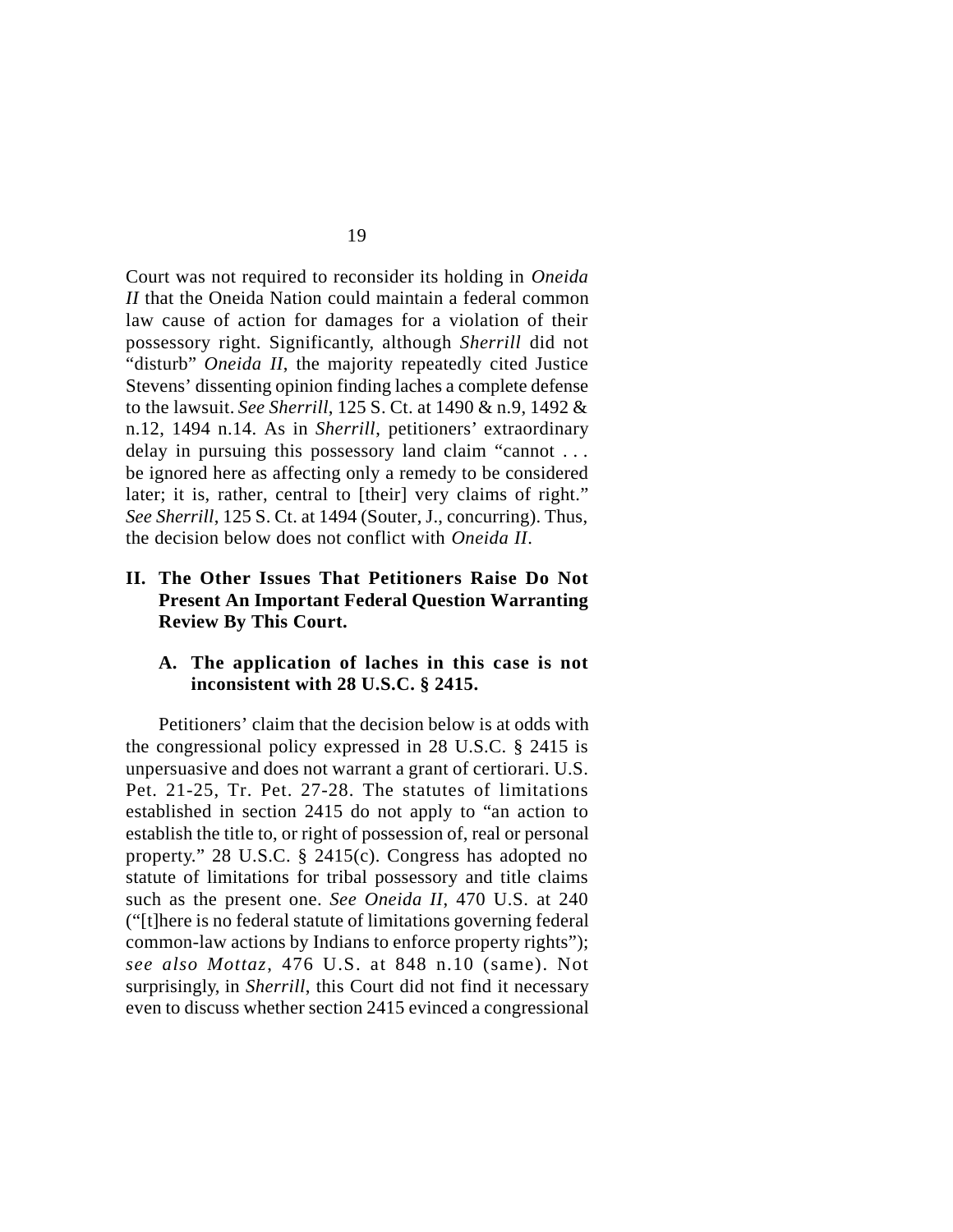Court was not required to reconsider its holding in *Oneida II* that the Oneida Nation could maintain a federal common law cause of action for damages for a violation of their possessory right. Significantly, although *Sherrill* did not "disturb" *Oneida II*, the majority repeatedly cited Justice Stevens' dissenting opinion finding laches a complete defense to the lawsuit. *See Sherrill*, 125 S. Ct. at 1490 & n.9, 1492 & n.12, 1494 n.14. As in *Sherrill*, petitioners' extraordinary delay in pursuing this possessory land claim "cannot . . . be ignored here as affecting only a remedy to be considered later; it is, rather, central to [their] very claims of right." *See Sherrill*, 125 S. Ct. at 1494 (Souter, J., concurring). Thus, the decision below does not conflict with *Oneida II*.

## II. The Other Issues That Petitioners Raise Do Not Present An Important Federal Question Warranting Review By This Court.

### A. The application of laches in this case is not inconsistent with 28 U.S.C. § 2415.

Petitioners' claim that the decision below is at odds with the congressional policy expressed in 28 U.S.C. § 2415 is unpersuasive and does not warrant a grant of certiorari. U.S. Pet. 21-25, Tr. Pet. 27-28. The statutes of limitations established in section 2415 do not apply to "an action to establish the title to, or right of possession of, real or personal property." 28 U.S.C. § 2415(c). Congress has adopted no statute of limitations for tribal possessory and title claims such as the present one. *See Oneida II*, 470 U.S. at 240 ("[t]here is no federal statute of limitations governing federal common-law actions by Indians to enforce property rights"); *see also Mottaz*, 476 U.S. at 848 n.10 (same). Not surprisingly, in *Sherrill*, this Court did not find it necessary even to discuss whether section 2415 evinced a congressional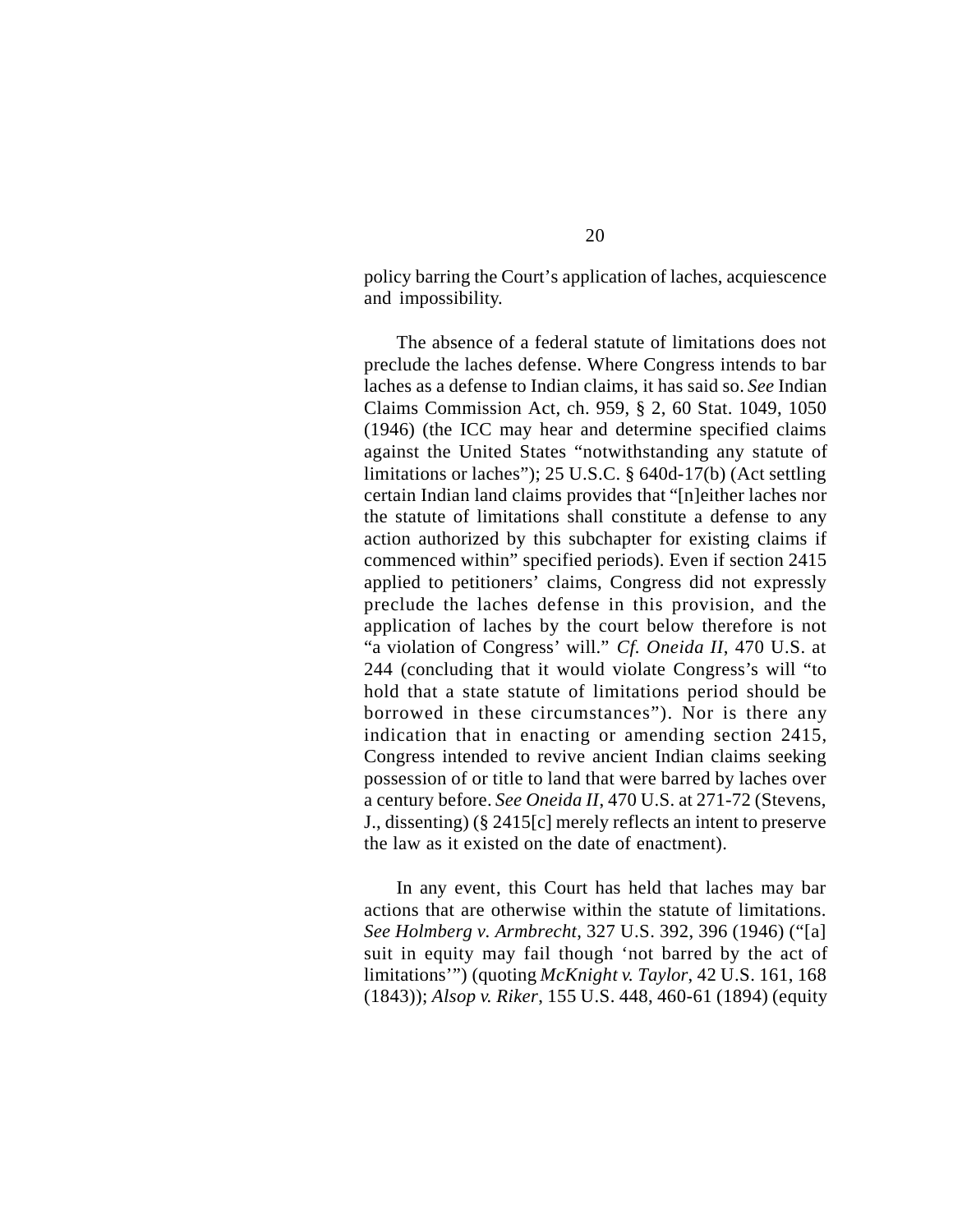policy barring the Court's application of laches, acquiescence and impossibility.

The absence of a federal statute of limitations does not preclude the laches defense. Where Congress intends to bar laches as a defense to Indian claims, it has said so. *See* Indian Claims Commission Act, ch. 959, § 2, 60 Stat. 1049, 1050 (1946) (the ICC may hear and determine specified claims against the United States "notwithstanding any statute of limitations or laches"); 25 U.S.C. § 640d-17(b) (Act settling certain Indian land claims provides that "[n]either laches nor the statute of limitations shall constitute a defense to any action authorized by this subchapter for existing claims if commenced within" specified periods). Even if section 2415 applied to petitioners' claims, Congress did not expressly preclude the laches defense in this provision, and the application of laches by the court below therefore is not "a violation of Congress' will." *Cf. Oneida II*, 470 U.S. at 244 (concluding that it would violate Congress's will "to hold that a state statute of limitations period should be borrowed in these circumstances"). Nor is there any indication that in enacting or amending section 2415, Congress intended to revive ancient Indian claims seeking possession of or title to land that were barred by laches over a century before. *See Oneida II*, 470 U.S. at 271-72 (Stevens, J., dissenting) (§ 2415[c] merely reflects an intent to preserve the law as it existed on the date of enactment).

In any event, this Court has held that laches may bar actions that are otherwise within the statute of limitations. *See Holmberg v. Armbrecht*, 327 U.S. 392, 396 (1946) ("[a] suit in equity may fail though 'not barred by the act of limitations'") (quoting *McKnight v. Taylor*, 42 U.S. 161, 168 (1843)); *Alsop v. Riker*, 155 U.S. 448, 460-61 (1894) (equity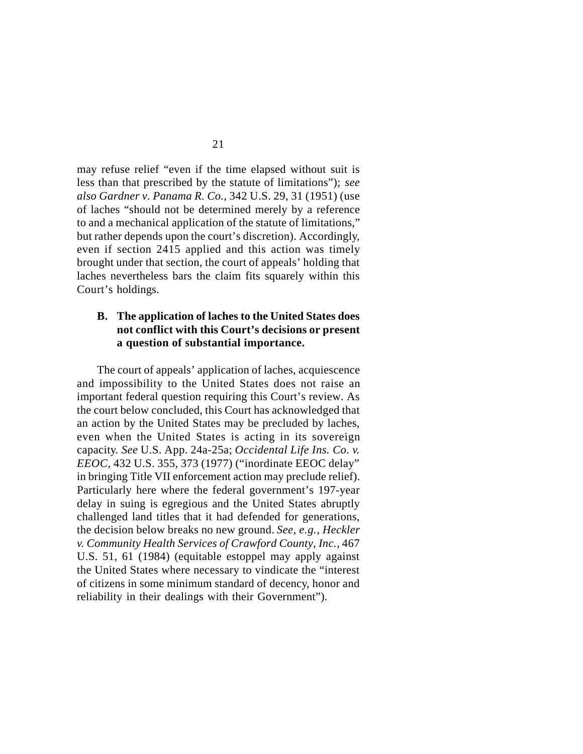may refuse relief "even if the time elapsed without suit is less than that prescribed by the statute of limitations"); *see also Gardner v. Panama R. Co.*, 342 U.S. 29, 31 (1951) (use of laches "should not be determined merely by a reference to and a mechanical application of the statute of limitations," but rather depends upon the court's discretion). Accordingly, even if section 2415 applied and this action was timely brought under that section, the court of appeals' holding that laches nevertheless bars the claim fits squarely within this Court's holdings.

### B. The application of laches to the United States does not conflict with this Court's decisions or present a question of substantial importance.

The court of appeals' application of laches, acquiescence and impossibility to the United States does not raise an important federal question requiring this Court's review. As the court below concluded, this Court has acknowledged that an action by the United States may be precluded by laches, even when the United States is acting in its sovereign capacity. *See* U.S. App. 24a-25a; *Occidental Life Ins. Co. v. EEOC*, 432 U.S. 355, 373 (1977) ("inordinate EEOC delay" in bringing Title VII enforcement action may preclude relief). Particularly here where the federal government's 197-year delay in suing is egregious and the United States abruptly challenged land titles that it had defended for generations, the decision below breaks no new ground. *See, e.g.*, *Heckler v. Community Health Services of Crawford County, Inc.*, 467 U.S. 51, 61 (1984) (equitable estoppel may apply against the United States where necessary to vindicate the "interest of citizens in some minimum standard of decency, honor and reliability in their dealings with their Government").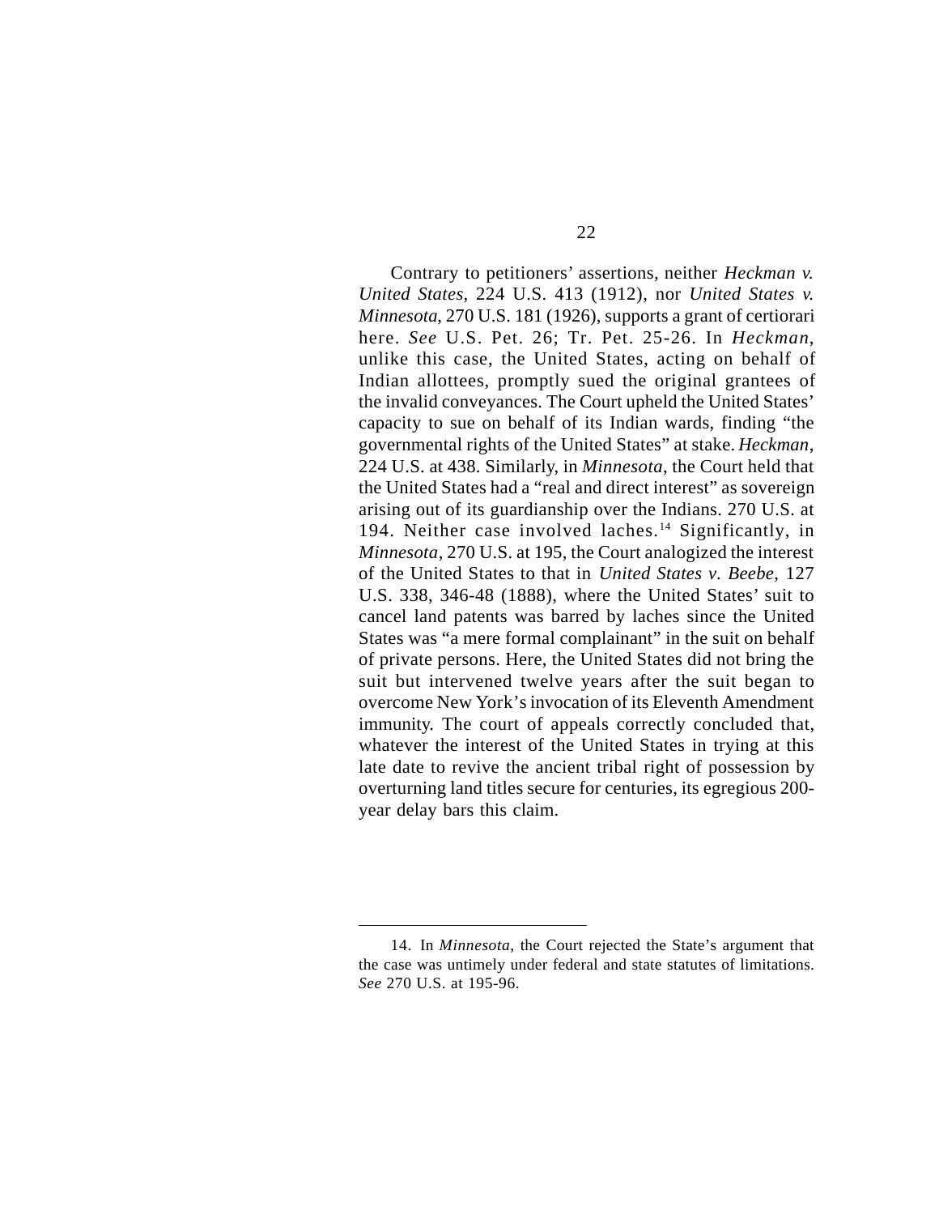Contrary to petitioners' assertions, neither *Heckman v. United States*, 224 U.S. 413 (1912), nor *United States v. Minnesota*, 270 U.S. 181 (1926), supports a grant of certiorari here. *See* U.S. Pet. 26; Tr. Pet. 25-26. In *Heckman*, unlike this case, the United States, acting on behalf of Indian allottees, promptly sued the original grantees of the invalid conveyances. The Court upheld the United States' capacity to sue on behalf of its Indian wards, finding "the governmental rights of the United States" at stake. *Heckman*, 224 U.S. at 438. Similarly, in *Minnesota*, the Court held that the United States had a "real and direct interest" as sovereign arising out of its guardianship over the Indians. 270 U.S. at 194. Neither case involved laches.[14] Significantly, in *Minnesota*, 270 U.S. at 195, the Court analogized the interest of the United States to that in *United States v. Beebe*, 127 U.S. 338, 346-48 (1888), where the United States' suit to cancel land patents was barred by laches since the United States was "a mere formal complainant" in the suit on behalf of private persons. Here, the United States did not bring the suit but intervened twelve years after the suit began to overcome New York's invocation of its Eleventh Amendment immunity. The court of appeals correctly concluded that, whatever the interest of the United States in trying at this late date to revive the ancient tribal right of possession by overturning land titles secure for centuries, its egregious 200-year delay bars this claim.

---

14. In *Minnesota*, the Court rejected the State's argument that the case was untimely under federal and state statutes of limitations. *See* 270 U.S. at 195-96.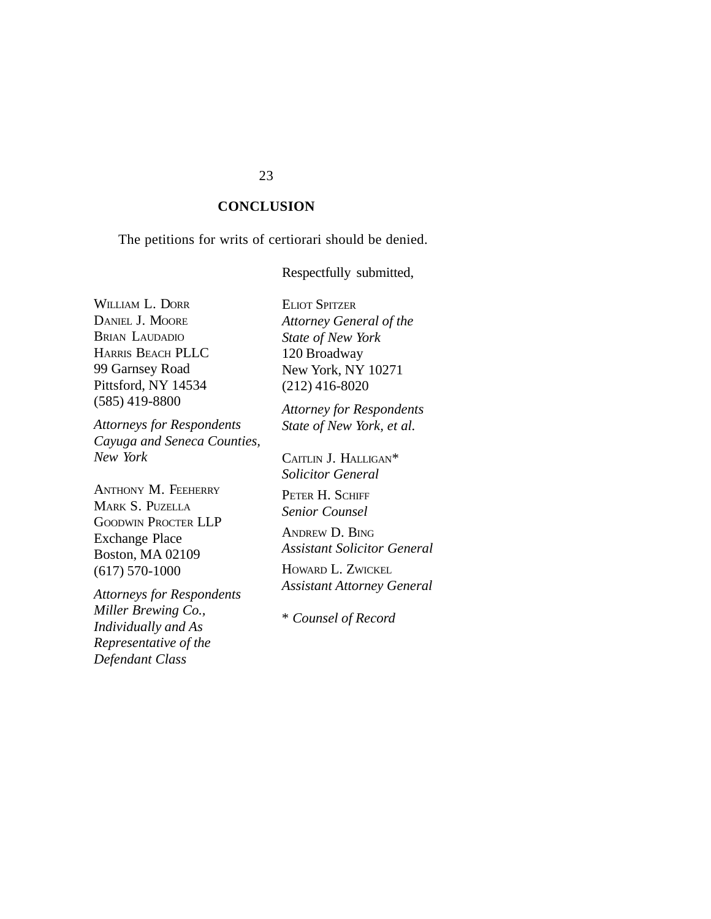## CONCLUSION

The petitions for writs of certiorari should be denied.

Respectfully submitted,

ELIOT SPITZER
*Attorney General of the State of New York*
120 Broadway
New York, NY 10271
(212) 416-8020

*Attorney for Respondents State of New York, et al.*

CAITLIN J. HALLIGAN*
*Solicitor General*

PETER H. SCHIFF
*Senior Counsel*

ANDREW D. BING
*Assistant Solicitor General*

HOWARD L. ZWICKEL
*Assistant Attorney General*

\* *Counsel of Record*

WILLIAM L. DORR
DANIEL J. MOORE
BRIAN LAUDADIO
HARRIS BEACH PLLC
99 Garnsey Road
Pittsford, NY 14534
(585) 419-8800

*Attorneys for Respondents Cayuga and Seneca Counties, New York*

ANTHONY M. FEEHERRY
MARK S. PUZELLA
GOODWIN PROCTER LLP
Exchange Place
Boston, MA 02109
(617) 570-1000

*Attorneys for Respondents Miller Brewing Co., Individually and As Representative of the Defendant Class*